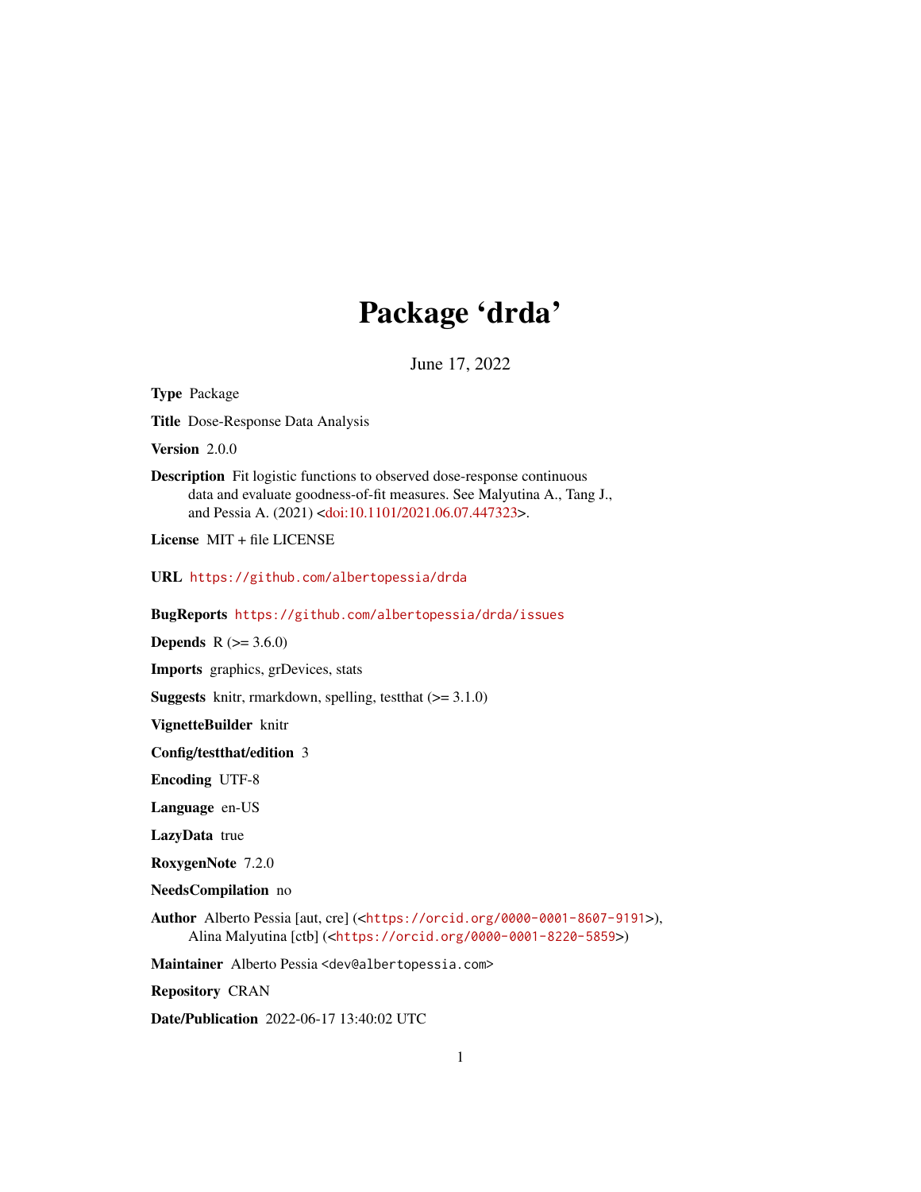# Package 'drda'

June 17, 2022

**Type** Package

**Title** Dose-Response Data Analysis

**Version** 2.0.0

**Description** Fit logistic functions to observed dose-response continuous data and evaluate goodness-of-fit measures. See Malyutina A., Tang J., and Pessia A. (2021) <doi:10.1101/2021.06.07.447323>.

**License** MIT + file LICENSE

**URL** https://github.com/albertopessia/drda

**BugReports** https://github.com/albertopessia/drda/issues

**Depends** R (>= 3.6.0)

**Imports** graphics, grDevices, stats

**Suggests** knitr, rmarkdown, spelling, testthat (>= 3.1.0)

**VignetteBuilder** knitr

**Config/testthat/edition** 3

**Encoding** UTF-8

**Language** en-US

**LazyData** true

**RoxygenNote** 7.2.0

**NeedsCompilation** no

**Author** Alberto Pessia [aut, cre] (<https://orcid.org/0000-0001-8607-9191>), Alina Malyutina [ctb] (<https://orcid.org/0000-0001-8220-5859>)

**Maintainer** Alberto Pessia <dev@albertopessia.com>

**Repository** CRAN

**Date/Publication** 2022-06-17 13:40:02 UTC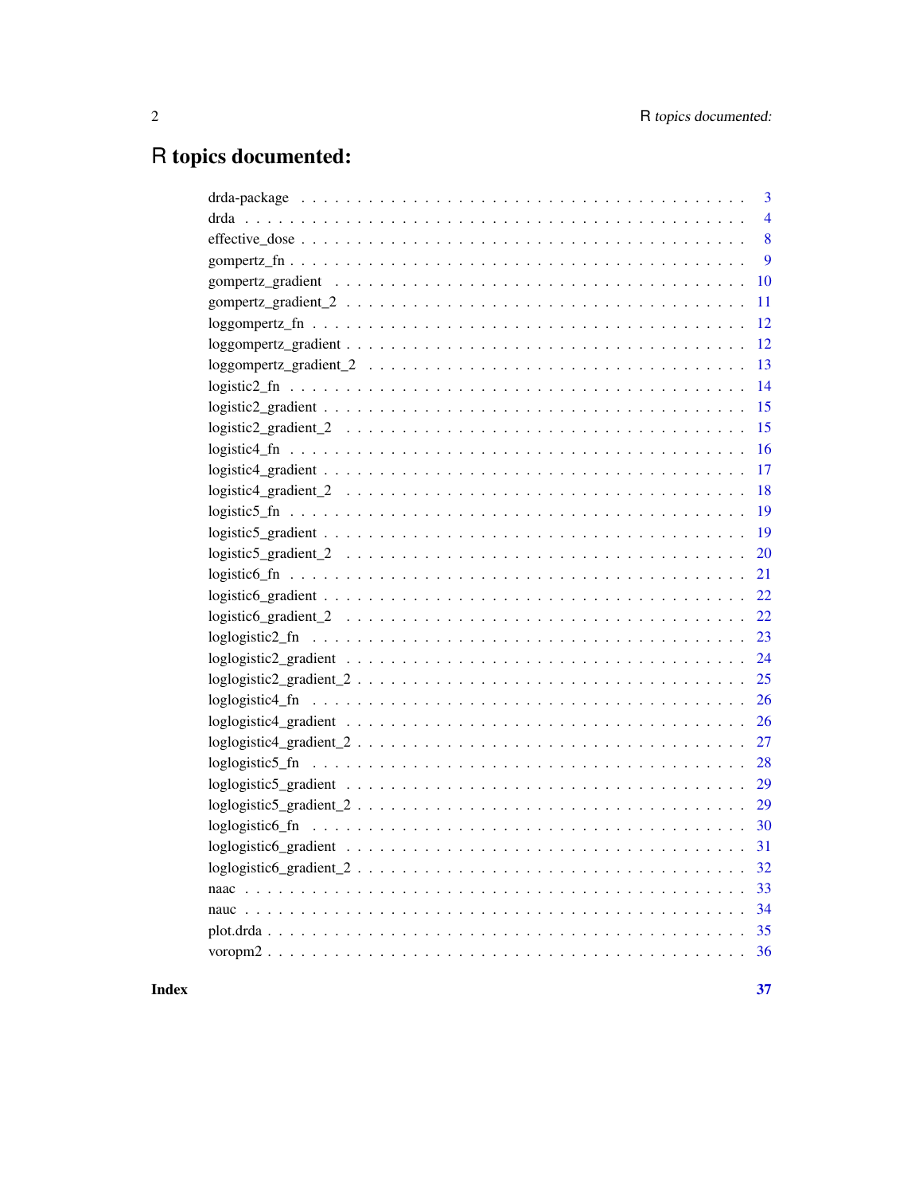# R topics documented:

| | |
|---|---|
| drda-package | 3 |
| drda | 4 |
| effective_dose | 8 |
| gompertz_fn | 9 |
| gompertz_gradient | 10 |
| gompertz_gradient_2 | 11 |
| loggompertz_fn | 12 |
| loggompertz_gradient | 12 |
| loggompertz_gradient_2 | 13 |
| logistic2_fn | 14 |
| logistic2_gradient | 15 |
| logistic2_gradient_2 | 15 |
| logistic4_fn | 16 |
| logistic4_gradient | 17 |
| logistic4_gradient_2 | 18 |
| logistic5_fn | 19 |
| logistic5_gradient | 19 |
| logistic5_gradient_2 | 20 |
| logistic6_fn | 21 |
| logistic6_gradient | 22 |
| logistic6_gradient_2 | 22 |
| loglogistic2_fn | 23 |
| loglogistic2_gradient | 24 |
| loglogistic2_gradient_2 | 25 |
| loglogistic4_fn | 26 |
| loglogistic4_gradient | 26 |
| loglogistic4_gradient_2 | 27 |
| loglogistic5_fn | 28 |
| loglogistic5_gradient | 29 |
| loglogistic5_gradient_2 | 29 |
| loglogistic6_fn | 30 |
| loglogistic6_gradient | 31 |
| loglogistic6_gradient_2 | 32 |
| naac | 33 |
| nauc | 34 |
| plot.drda | 35 |
| voropm2 | 36 |

**Index** **37**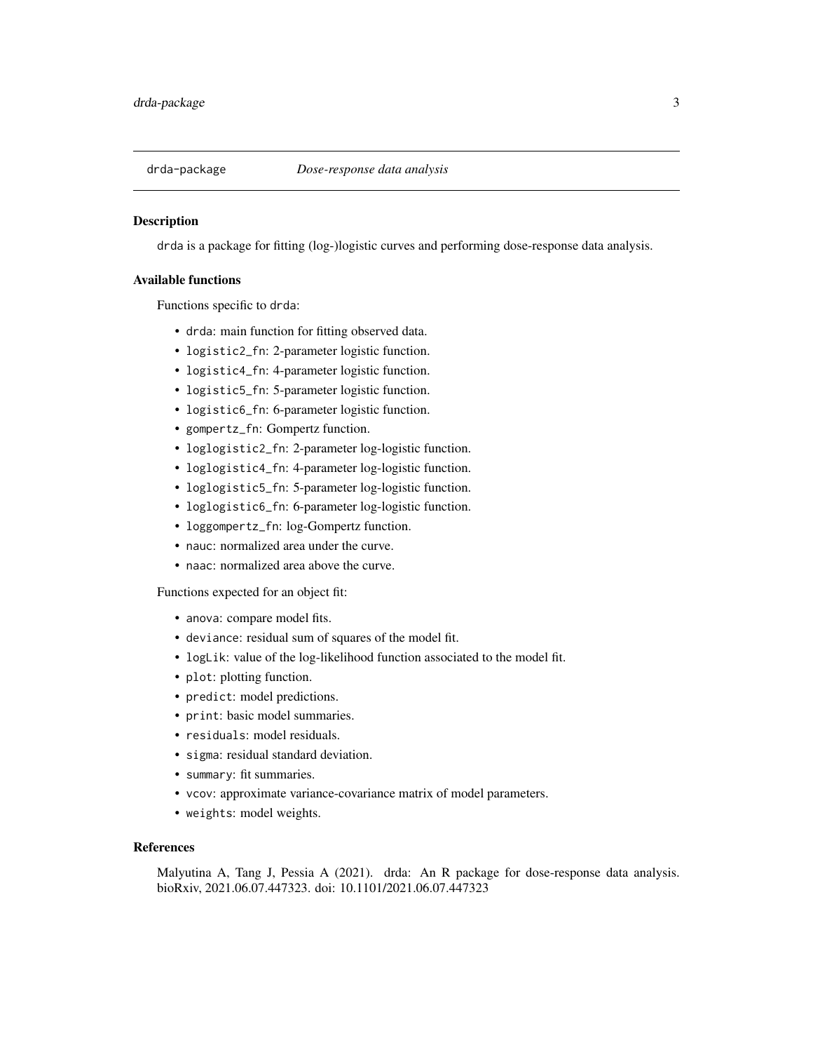# drda-package *Dose-response data analysis*

## Description

drda is a package for fitting (log-)logistic curves and performing dose-response data analysis.

### Available functions

Functions specific to drda:

- drda: main function for fitting observed data.
- logistic2_fn: 2-parameter logistic function.
- logistic4_fn: 4-parameter logistic function.
- logistic5_fn: 5-parameter logistic function.
- logistic6_fn: 6-parameter logistic function.
- gompertz_fn: Gompertz function.
- loglogistic2_fn: 2-parameter log-logistic function.
- loglogistic4_fn: 4-parameter log-logistic function.
- loglogistic5_fn: 5-parameter log-logistic function.
- loglogistic6_fn: 6-parameter log-logistic function.
- loggompertz_fn: log-Gompertz function.
- nauc: normalized area under the curve.
- naac: normalized area above the curve.

Functions expected for an object fit:

- anova: compare model fits.
- deviance: residual sum of squares of the model fit.
- logLik: value of the log-likelihood function associated to the model fit.
- plot: plotting function.
- predict: model predictions.
- print: basic model summaries.
- residuals: model residuals.
- sigma: residual standard deviation.
- summary: fit summaries.
- vcov: approximate variance-covariance matrix of model parameters.
- weights: model weights.

## References

Malyutina A, Tang J, Pessia A (2021). drda: An R package for dose-response data analysis. bioRxiv, 2021.06.07.447323. doi: 10.1101/2021.06.07.447323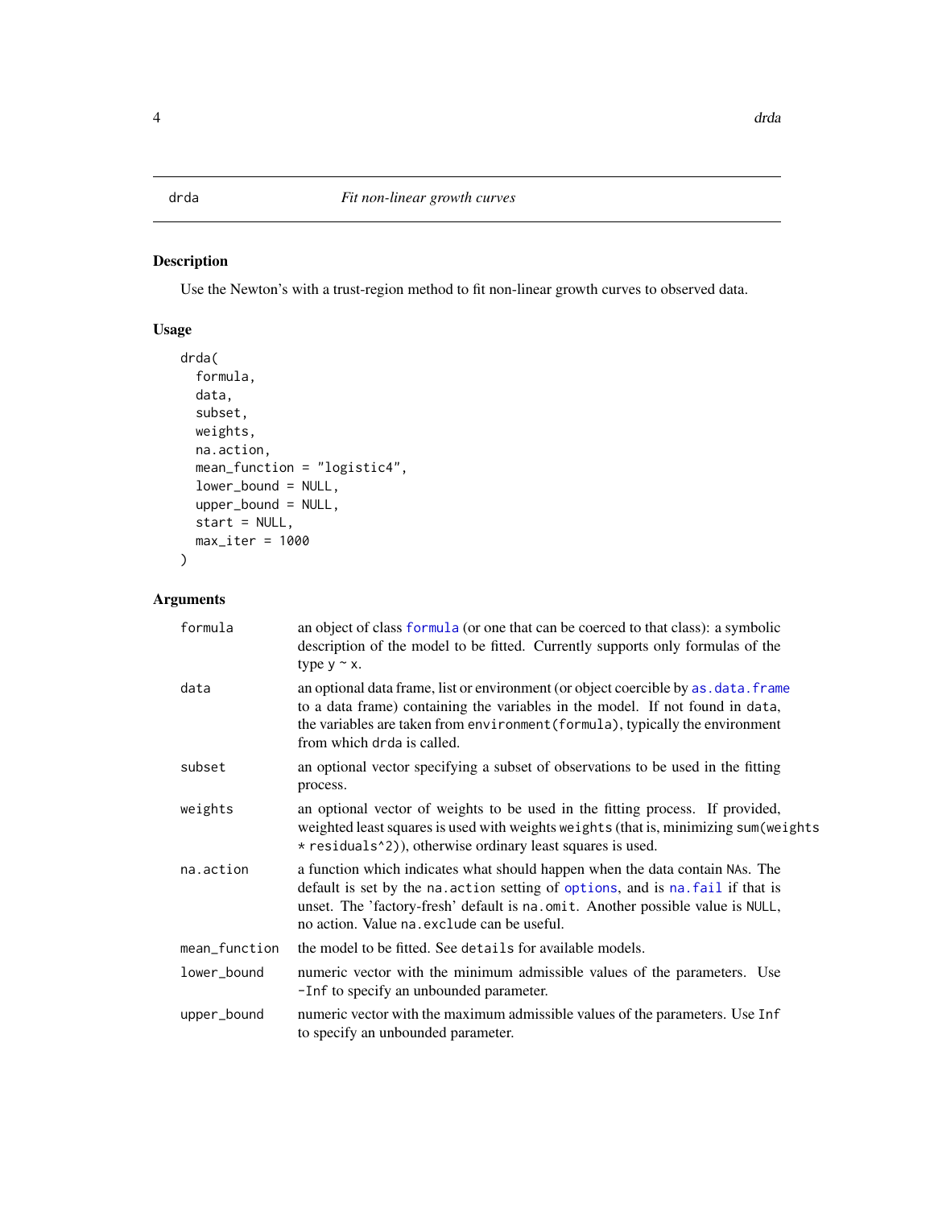drda *Fit non-linear growth curves*

## Description

Use the Newton's with a trust-region method to fit non-linear growth curves to observed data.

## Usage

```
drda(
  formula,
  data,
  subset,
  weights,
  na.action,
  mean_function = "logistic4",
  lower_bound = NULL,
  upper_bound = NULL,
  start = NULL,
  max_iter = 1000
)
```

## Arguments

| | |
|---|---|
| formula | an object of class `formula` (or one that can be coerced to that class): a symbolic description of the model to be fitted. Currently supports only formulas of the type `y ~ x`. |
| data | an optional data frame, list or environment (or object coercible by `as.data.frame` to a data frame) containing the variables in the model. If not found in `data`, the variables are taken from `environment(formula)`, typically the environment from which `drda` is called. |
| subset | an optional vector specifying a subset of observations to be used in the fitting process. |
| weights | an optional vector of weights to be used in the fitting process. If provided, weighted least squares is used with weights `weights` (that is, minimizing `sum(weights * residuals^2)`), otherwise ordinary least squares is used. |
| na.action | a function which indicates what should happen when the data contain `NA`s. The default is set by the `na.action` setting of `options`, and is `na.fail` if that is unset. The 'factory-fresh' default is `na.omit`. Another possible value is `NULL`, no action. Value `na.exclude` can be useful. |
| mean_function | the model to be fitted. See `details` for available models. |
| lower_bound | numeric vector with the minimum admissible values of the parameters. Use `-Inf` to specify an unbounded parameter. |
| upper_bound | numeric vector with the maximum admissible values of the parameters. Use `Inf` to specify an unbounded parameter. |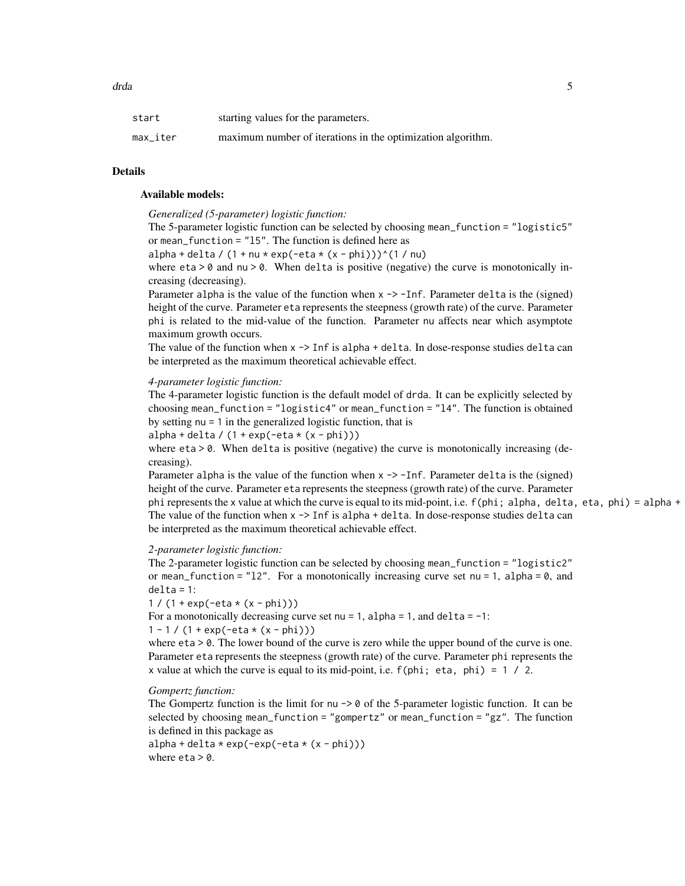| | |
|---|---|
| `start` | starting values for the parameters. |
| `max_iter` | maximum number of iterations in the optimization algorithm. |

## Details

### Available models:

*Generalized (5-parameter) logistic function:*

The 5-parameter logistic function can be selected by choosing `mean_function = "logistic5"` or `mean_function = "l5"`. The function is defined here as

`alpha + delta / (1 + nu * exp(-eta * (x - phi)))^(1 / nu)`

where `eta > 0` and `nu > 0`. When `delta` is positive (negative) the curve is monotonically increasing (decreasing).

Parameter `alpha` is the value of the function when `x -> -Inf`. Parameter `delta` is the (signed) height of the curve. Parameter `eta` represents the steepness (growth rate) of the curve. Parameter `phi` is related to the mid-value of the function. Parameter `nu` affects near which asymptote maximum growth occurs.

The value of the function when `x -> Inf` is `alpha + delta`. In dose-response studies `delta` can be interpreted as the maximum theoretical achievable effect.

*4-parameter logistic function:*

The 4-parameter logistic function is the default model of `drda`. It can be explicitly selected by choosing `mean_function = "logistic4"` or `mean_function = "l4"`. The function is obtained by setting `nu = 1` in the generalized logistic function, that is

`alpha + delta / (1 + exp(-eta * (x - phi)))`

where `eta > 0`. When `delta` is positive (negative) the curve is monotonically increasing (decreasing).

Parameter `alpha` is the value of the function when `x -> -Inf`. Parameter `delta` is the (signed) height of the curve. Parameter `eta` represents the steepness (growth rate) of the curve. Parameter `phi` represents the `x` value at which the curve is equal to its mid-point, i.e. `f(phi; alpha, delta, eta, phi) = alpha +`

The value of the function when `x -> Inf` is `alpha + delta`. In dose-response studies `delta` can be interpreted as the maximum theoretical achievable effect.

*2-parameter logistic function:*

The 2-parameter logistic function can be selected by choosing `mean_function = "logistic2"` or `mean_function = "l2"`. For a monotonically increasing curve set `nu = 1`, `alpha = 0`, and `delta = 1`:

`1 / (1 + exp(-eta * (x - phi)))`

For a monotonically decreasing curve set `nu = 1`, `alpha = 1`, and `delta = -1`:

`1 - 1 / (1 + exp(-eta * (x - phi)))`

where `eta > 0`. The lower bound of the curve is zero while the upper bound of the curve is one. Parameter `eta` represents the steepness (growth rate) of the curve. Parameter `phi` represents the `x` value at which the curve is equal to its mid-point, i.e. `f(phi; eta, phi) = 1 / 2`.

*Gompertz function:*

The Gompertz function is the limit for `nu -> 0` of the 5-parameter logistic function. It can be selected by choosing `mean_function = "gompertz"` or `mean_function = "gz"`. The function is defined in this package as

`alpha + delta * exp(-exp(-eta * (x - phi)))`

where `eta > 0`.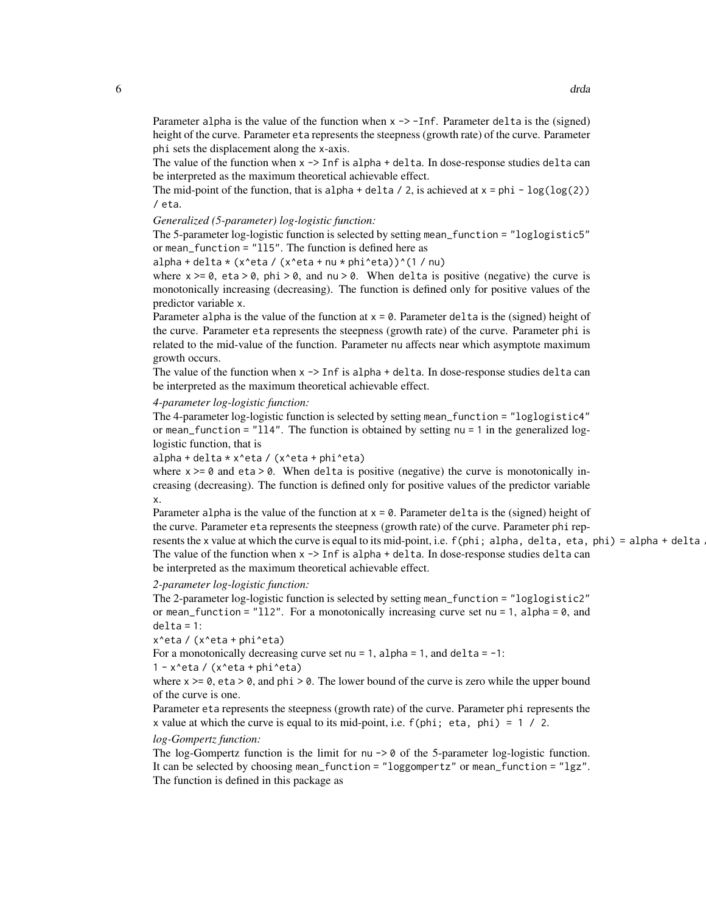Parameter `alpha` is the value of the function when `x -> -Inf`. Parameter `delta` is the (signed) height of the curve. Parameter `eta` represents the steepness (growth rate) of the curve. Parameter `phi` sets the displacement along the `x`-axis.
The value of the function when `x -> Inf` is `alpha + delta`. In dose-response studies `delta` can be interpreted as the maximum theoretical achievable effect.
The mid-point of the function, that is `alpha + delta / 2`, is achieved at `x = phi - log(log(2)) / eta`.

*Generalized (5-parameter) log-logistic function:*

The 5-parameter log-logistic function is selected by setting `mean_function = "loglogistic5"` or `mean_function = "ll5"`. The function is defined here as

`alpha + delta * (x^eta / (x^eta + nu * phi^eta))^(1 / nu)`

where `x >= 0`, `eta > 0`, `phi > 0`, and `nu > 0`. When `delta` is positive (negative) the curve is monotonically increasing (decreasing). The function is defined only for positive values of the predictor variable `x`.
Parameter `alpha` is the value of the function at `x = 0`. Parameter `delta` is the (signed) height of the curve. Parameter `eta` represents the steepness (growth rate) of the curve. Parameter `phi` is related to the mid-value of the function. Parameter `nu` affects near which asymptote maximum growth occurs.
The value of the function when `x -> Inf` is `alpha + delta`. In dose-response studies `delta` can be interpreted as the maximum theoretical achievable effect.

*4-parameter log-logistic function:*

The 4-parameter log-logistic function is selected by setting `mean_function = "loglogistic4"` or `mean_function = "ll4"`. The function is obtained by setting `nu = 1` in the generalized log-logistic function, that is

`alpha + delta * x^eta / (x^eta + phi^eta)`

where `x >= 0` and `eta > 0`. When `delta` is positive (negative) the curve is monotonically increasing (decreasing). The function is defined only for positive values of the predictor variable `x`.
Parameter `alpha` is the value of the function at `x = 0`. Parameter `delta` is the (signed) height of the curve. Parameter `eta` represents the steepness (growth rate) of the curve. Parameter `phi` represents the `x` value at which the curve is equal to its mid-point, i.e. `f(phi; alpha, delta, eta, phi) = alpha + delta /`
The value of the function when `x -> Inf` is `alpha + delta`. In dose-response studies `delta` can be interpreted as the maximum theoretical achievable effect.

*2-parameter log-logistic function:*

The 2-parameter log-logistic function is selected by setting `mean_function = "loglogistic2"` or `mean_function = "ll2"`. For a monotonically increasing curve set `nu = 1`, `alpha = 0`, and `delta = 1`:

`x^eta / (x^eta + phi^eta)`

For a monotonically decreasing curve set `nu = 1`, `alpha = 1`, and `delta = -1`:

`1 - x^eta / (x^eta + phi^eta)`

where `x >= 0`, `eta > 0`, and `phi > 0`. The lower bound of the curve is zero while the upper bound of the curve is one.
Parameter `eta` represents the steepness (growth rate) of the curve. Parameter `phi` represents the `x` value at which the curve is equal to its mid-point, i.e. `f(phi; eta, phi) = 1 / 2`.

*log-Gompertz function:*

The log-Gompertz function is the limit for `nu -> 0` of the 5-parameter log-logistic function. It can be selected by choosing `mean_function = "loggompertz"` or `mean_function = "lgz"`. The function is defined in this package as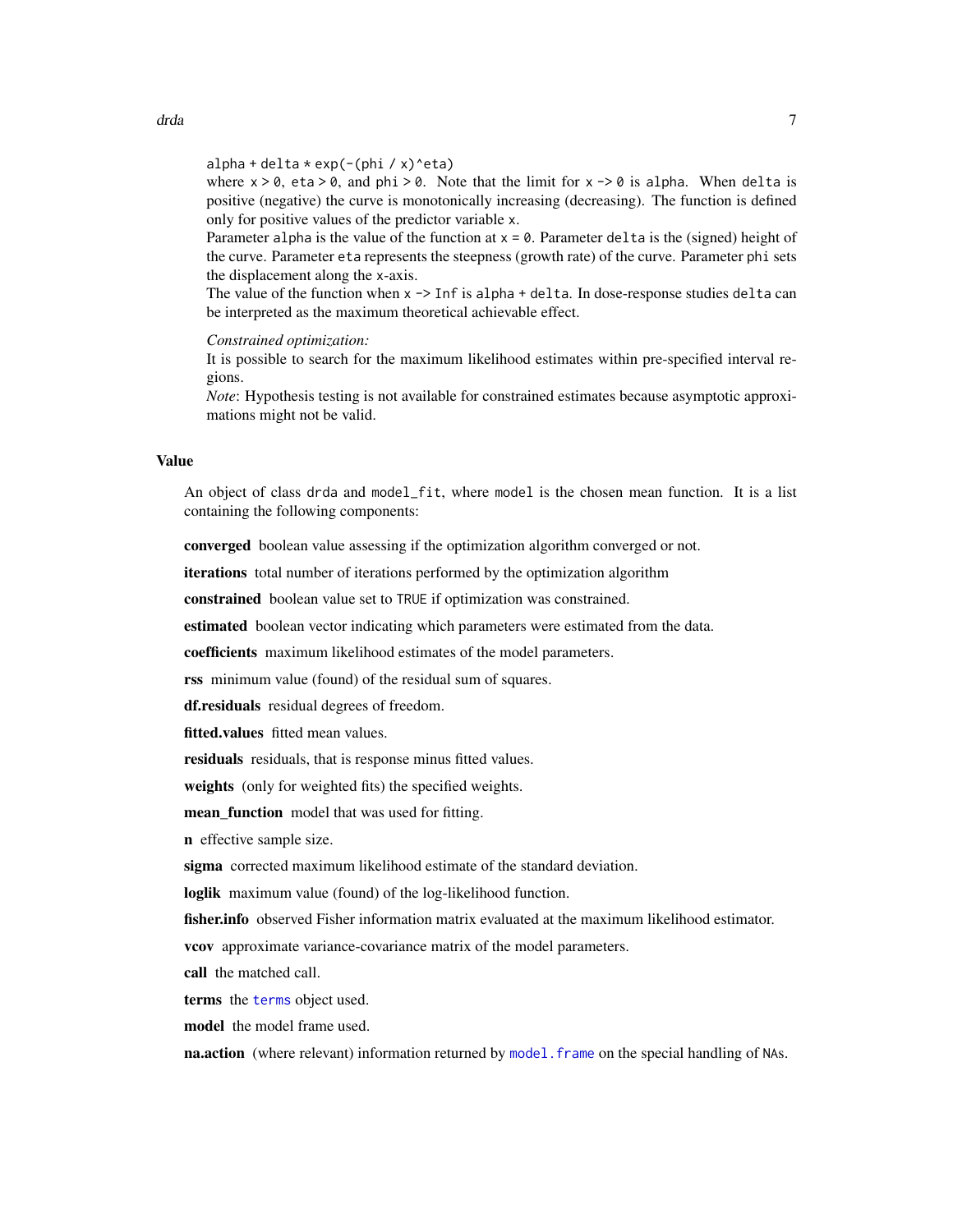```
alpha + delta * exp(-(phi / x)^eta)
```

where `x > 0`, `eta > 0`, and `phi > 0`. Note that the limit for `x -> 0` is `alpha`. When `delta` is positive (negative) the curve is monotonically increasing (decreasing). The function is defined only for positive values of the predictor variable `x`.

Parameter `alpha` is the value of the function at `x = 0`. Parameter `delta` is the (signed) height of the curve. Parameter `eta` represents the steepness (growth rate) of the curve. Parameter `phi` sets the displacement along the `x`-axis.

The value of the function when `x -> Inf` is `alpha + delta`. In dose-response studies `delta` can be interpreted as the maximum theoretical achievable effect.

*Constrained optimization:*

It is possible to search for the maximum likelihood estimates within pre-specified interval regions.

*Note*: Hypothesis testing is not available for constrained estimates because asymptotic approximations might not be valid.

## Value

An object of class `drda` and `model_fit`, where `model` is the chosen mean function. It is a list containing the following components:

**converged** boolean value assessing if the optimization algorithm converged or not.

**iterations** total number of iterations performed by the optimization algorithm

**constrained** boolean value set to `TRUE` if optimization was constrained.

**estimated** boolean vector indicating which parameters were estimated from the data.

**coefficients** maximum likelihood estimates of the model parameters.

**rss** minimum value (found) of the residual sum of squares.

**df.residuals** residual degrees of freedom.

**fitted.values** fitted mean values.

**residuals** residuals, that is response minus fitted values.

**weights** (only for weighted fits) the specified weights.

**mean_function** model that was used for fitting.

**n** effective sample size.

**sigma** corrected maximum likelihood estimate of the standard deviation.

**loglik** maximum value (found) of the log-likelihood function.

**fisher.info** observed Fisher information matrix evaluated at the maximum likelihood estimator.

**vcov** approximate variance-covariance matrix of the model parameters.

**call** the matched call.

**terms** the `terms` object used.

**model** the model frame used.

**na.action** (where relevant) information returned by `model.frame` on the special handling of `NA`s.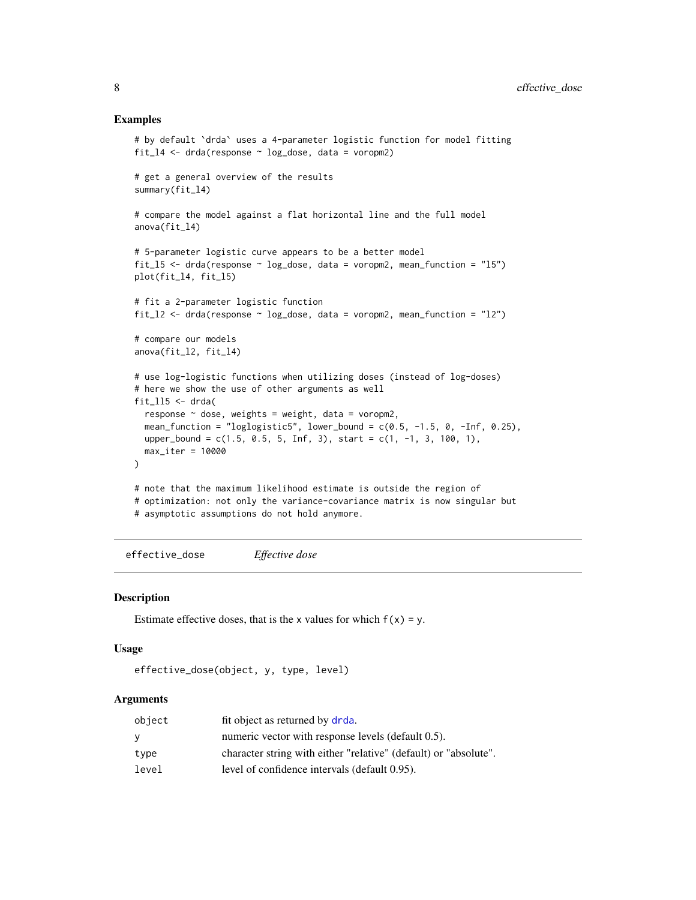## Examples

```
# by default `drda` uses a 4-parameter logistic function for model fitting
fit_l4 <- drda(response ~ log_dose, data = voropm2)

# get a general overview of the results
summary(fit_l4)

# compare the model against a flat horizontal line and the full model
anova(fit_l4)

# 5-parameter logistic curve appears to be a better model
fit_l5 <- drda(response ~ log_dose, data = voropm2, mean_function = "l5")
plot(fit_l4, fit_l5)

# fit a 2-parameter logistic function
fit_l2 <- drda(response ~ log_dose, data = voropm2, mean_function = "l2")

# compare our models
anova(fit_l2, fit_l4)

# use log-logistic functions when utilizing doses (instead of log-doses)
# here we show the use of other arguments as well
fit_ll5 <- drda(
  response ~ dose, weights = weight, data = voropm2,
  mean_function = "loglogistic5", lower_bound = c(0.5, -1.5, 0, -Inf, 0.25),
  upper_bound = c(1.5, 0.5, 5, Inf, 3), start = c(1, -1, 3, 100, 1),
  max_iter = 10000
)

# note that the maximum likelihood estimate is outside the region of
# optimization: not only the variance-covariance matrix is now singular but
# asymptotic assumptions do not hold anymore.
```

---

# effective_dose — *Effective dose*

## Description

Estimate effective doses, that is the x values for which `f(x) = y`.

## Usage

```
effective_dose(object, y, type, level)
```

## Arguments

| | |
|---|---|
| `object` | fit object as returned by `drda`. |
| `y` | numeric vector with response levels (default 0.5). |
| `type` | character string with either "relative" (default) or "absolute". |
| `level` | level of confidence intervals (default 0.95). |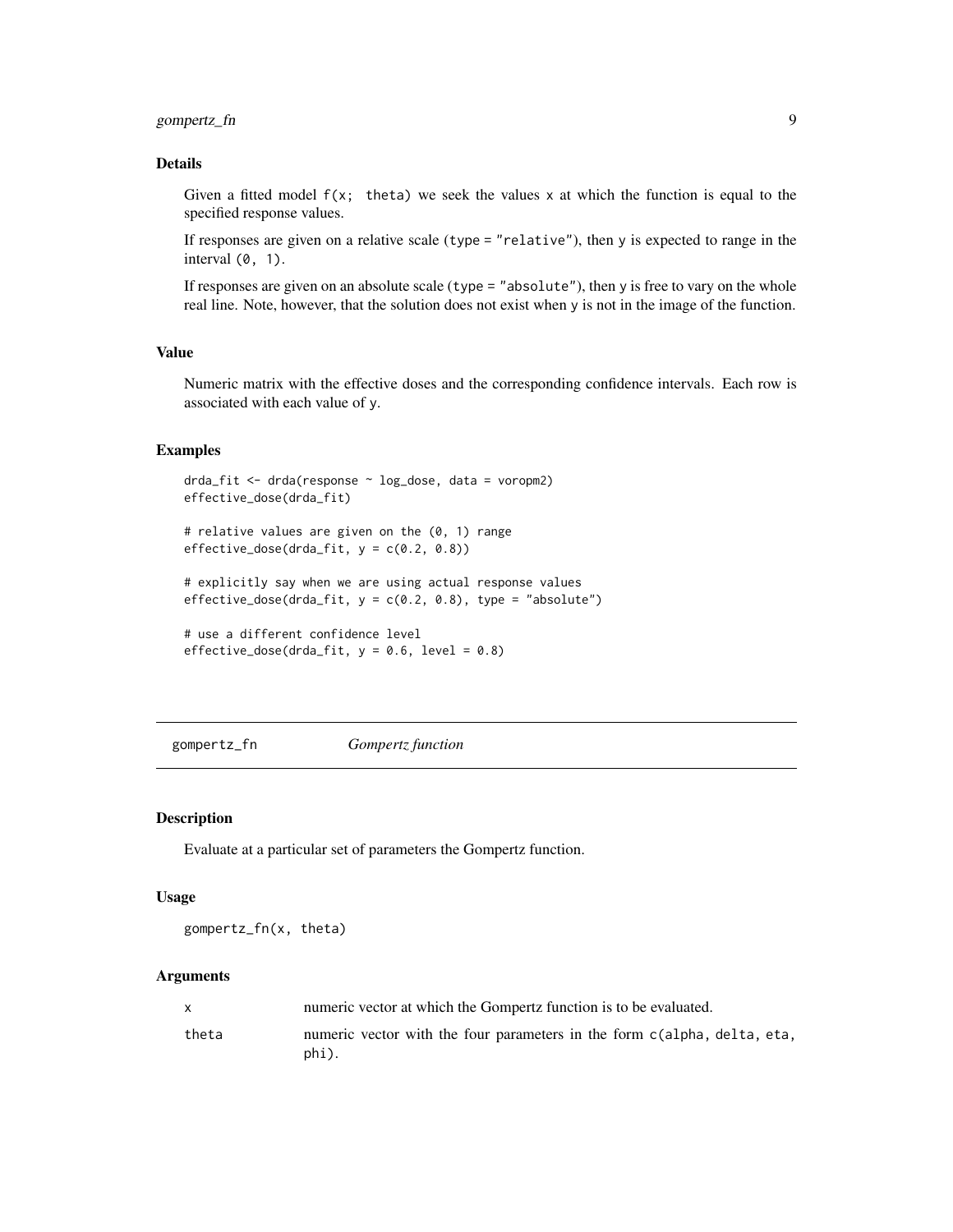## Details

Given a fitted model `f(x; theta)` we seek the values `x` at which the function is equal to the specified response values.

If responses are given on a relative scale (`type = "relative"`), then `y` is expected to range in the interval `(0, 1)`.

If responses are given on an absolute scale (`type = "absolute"`), then `y` is free to vary on the whole real line. Note, however, that the solution does not exist when `y` is not in the image of the function.

## Value

Numeric matrix with the effective doses and the corresponding confidence intervals. Each row is associated with each value of `y`.

## Examples

```
drda_fit <- drda(response ~ log_dose, data = voropm2)
effective_dose(drda_fit)

# relative values are given on the (0, 1) range
effective_dose(drda_fit, y = c(0.2, 0.8))

# explicitly say when we are using actual response values
effective_dose(drda_fit, y = c(0.2, 0.8), type = "absolute")

# use a different confidence level
effective_dose(drda_fit, y = 0.6, level = 0.8)
```

---

# gompertz_fn — *Gompertz function*

## Description

Evaluate at a particular set of parameters the Gompertz function.

## Usage

```
gompertz_fn(x, theta)
```

## Arguments

| | |
|---|---|
| x | numeric vector at which the Gompertz function is to be evaluated. |
| theta | numeric vector with the four parameters in the form `c(alpha, delta, eta, phi)`. |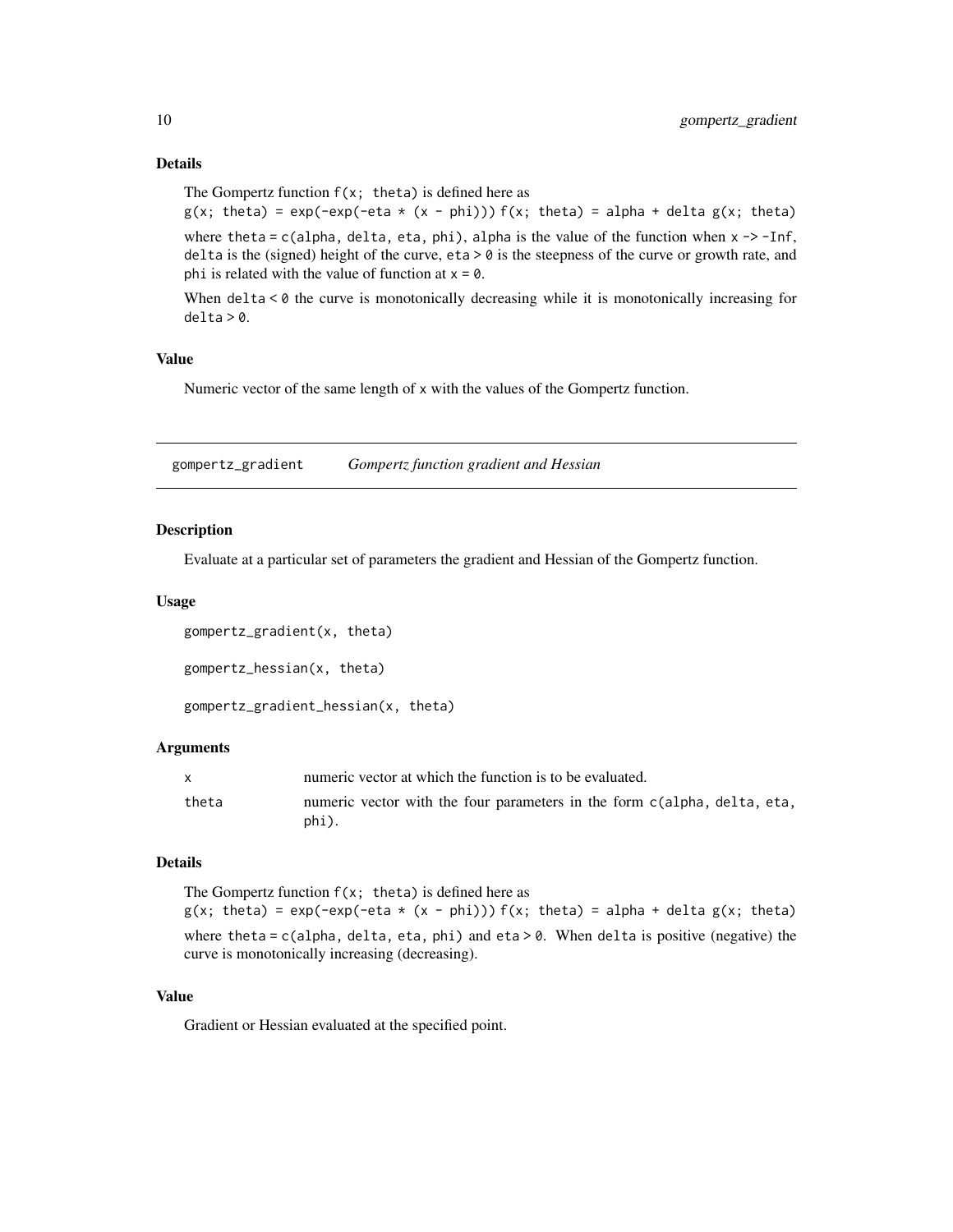### Details

The Gompertz function `f(x; theta)` is defined here as
`g(x; theta) = exp(-exp(-eta * (x - phi)))` `f(x; theta) = alpha + delta g(x; theta)`

where `theta = c(alpha, delta, eta, phi)`, `alpha` is the value of the function when `x -> -Inf`, `delta` is the (signed) height of the curve, `eta > 0` is the steepness of the curve or growth rate, and `phi` is related with the value of function at `x = 0`.

When `delta < 0` the curve is monotonically decreasing while it is monotonically increasing for `delta > 0`.

### Value

Numeric vector of the same length of `x` with the values of the Gompertz function.

---

## gompertz_gradient — *Gompertz function gradient and Hessian*

### Description

Evaluate at a particular set of parameters the gradient and Hessian of the Gompertz function.

### Usage

```
gompertz_gradient(x, theta)

gompertz_hessian(x, theta)

gompertz_gradient_hessian(x, theta)
```

### Arguments

| | |
|---|---|
| `x` | numeric vector at which the function is to be evaluated. |
| `theta` | numeric vector with the four parameters in the form `c(alpha, delta, eta, phi)`. |

### Details

The Gompertz function `f(x; theta)` is defined here as
`g(x; theta) = exp(-exp(-eta * (x - phi)))` `f(x; theta) = alpha + delta g(x; theta)`

where `theta = c(alpha, delta, eta, phi)` and `eta > 0`. When `delta` is positive (negative) the curve is monotonically increasing (decreasing).

### Value

Gradient or Hessian evaluated at the specified point.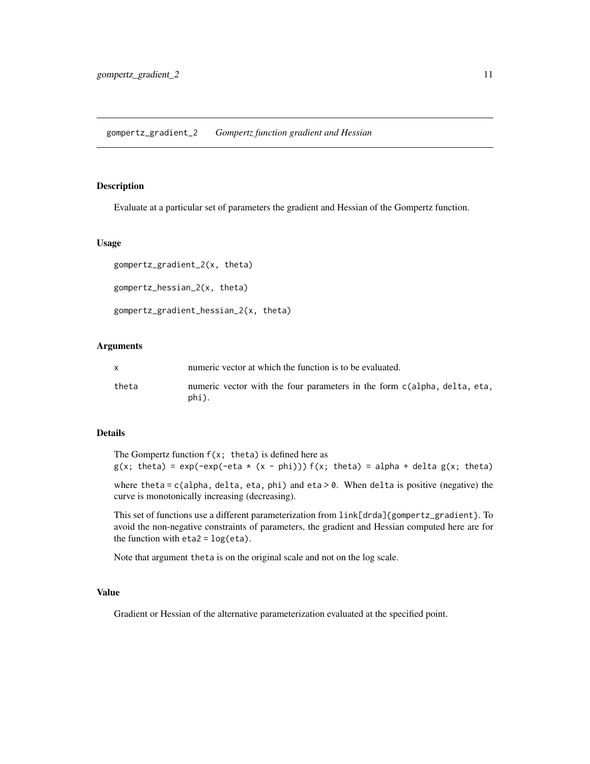# gompertz_gradient_2 *Gompertz function gradient and Hessian*

## Description

Evaluate at a particular set of parameters the gradient and Hessian of the Gompertz function.

## Usage

```
gompertz_gradient_2(x, theta)

gompertz_hessian_2(x, theta)

gompertz_gradient_hessian_2(x, theta)
```

## Arguments

| | |
|---|---|
| x | numeric vector at which the function is to be evaluated. |
| theta | numeric vector with the four parameters in the form c(alpha, delta, eta, phi). |

## Details

The Gompertz function `f(x; theta)` is defined here as
`g(x; theta) = exp(-exp(-eta * (x - phi)))` `f(x; theta) = alpha + delta g(x; theta)`

where `theta = c(alpha, delta, eta, phi)` and `eta > 0`. When `delta` is positive (negative) the curve is monotonically increasing (decreasing).

This set of functions use a different parameterization from `link[drda]{gompertz_gradient}`. To avoid the non-negative constraints of parameters, the gradient and Hessian computed here are for the function with `eta2 = log(eta)`.

Note that argument `theta` is on the original scale and not on the log scale.

## Value

Gradient or Hessian of the alternative parameterization evaluated at the specified point.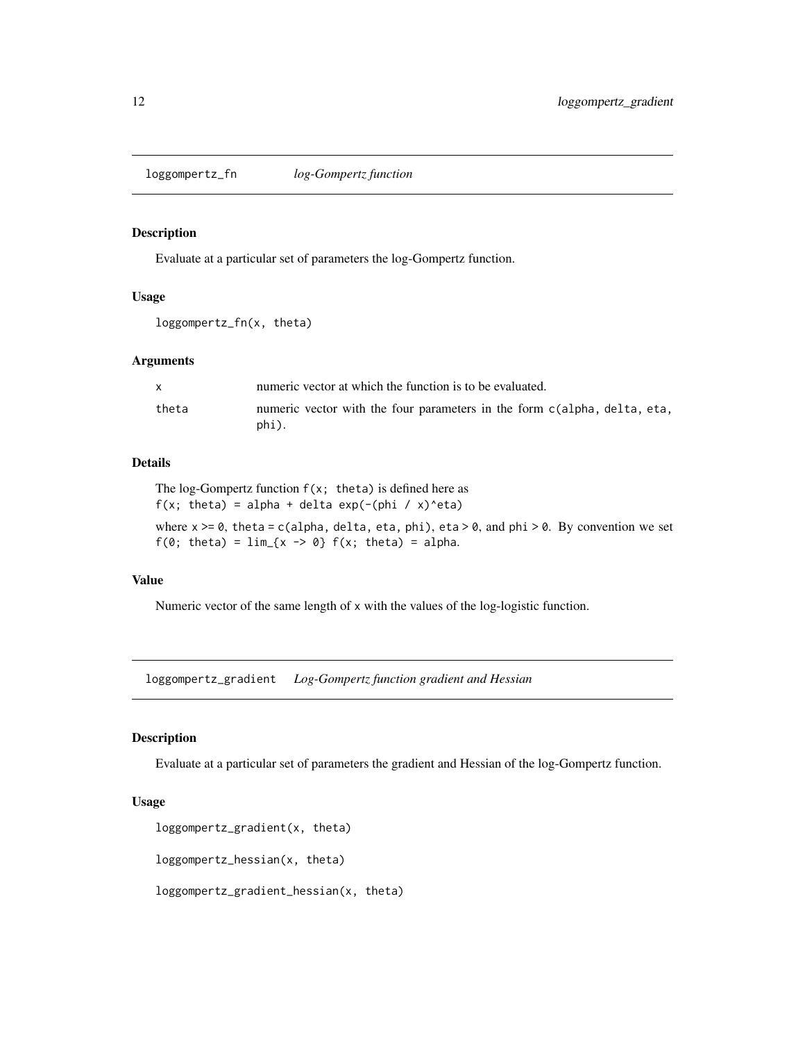## loggompertz_fn    *log-Gompertz function*

### Description

Evaluate at a particular set of parameters the log-Gompertz function.

### Usage

```
loggompertz_fn(x, theta)
```

### Arguments

| | |
|---|---|
| `x` | numeric vector at which the function is to be evaluated. |
| `theta` | numeric vector with the four parameters in the form `c(alpha, delta, eta, phi)`. |

### Details

The log-Gompertz function `f(x; theta)` is defined here as
`f(x; theta) = alpha + delta exp(-(phi / x)^eta)`

where `x >= 0`, `theta = c(alpha, delta, eta, phi)`, `eta > 0`, and `phi > 0`. By convention we set `f(0; theta) = lim_{x -> 0} f(x; theta) = alpha`.

### Value

Numeric vector of the same length of `x` with the values of the log-logistic function.

## loggompertz_gradient    *Log-Gompertz function gradient and Hessian*

### Description

Evaluate at a particular set of parameters the gradient and Hessian of the log-Gompertz function.

### Usage

```
loggompertz_gradient(x, theta)

loggompertz_hessian(x, theta)

loggompertz_gradient_hessian(x, theta)
```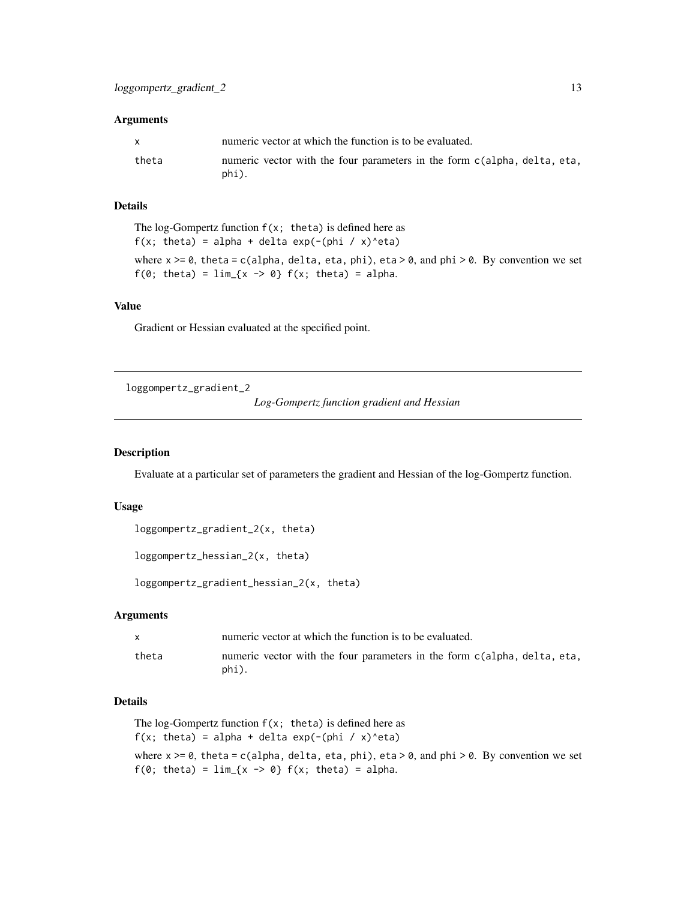### Arguments

| | |
|---|---|
| x | numeric vector at which the function is to be evaluated. |
| theta | numeric vector with the four parameters in the form c(alpha, delta, eta, phi). |

### Details

The log-Gompertz function `f(x; theta)` is defined here as
`f(x; theta) = alpha + delta exp(-(phi / x)^eta)`

where `x >= 0`, `theta = c(alpha, delta, eta, phi)`, `eta > 0`, and `phi > 0`. By convention we set `f(0; theta) = lim_{x -> 0} f(x; theta) = alpha`.

### Value

Gradient or Hessian evaluated at the specified point.

---

## loggompertz_gradient_2

*Log-Gompertz function gradient and Hessian*

---

### Description

Evaluate at a particular set of parameters the gradient and Hessian of the log-Gompertz function.

### Usage

```
loggompertz_gradient_2(x, theta)

loggompertz_hessian_2(x, theta)

loggompertz_gradient_hessian_2(x, theta)
```

### Arguments

| | |
|---|---|
| x | numeric vector at which the function is to be evaluated. |
| theta | numeric vector with the four parameters in the form c(alpha, delta, eta, phi). |

### Details

The log-Gompertz function `f(x; theta)` is defined here as
`f(x; theta) = alpha + delta exp(-(phi / x)^eta)`

where `x >= 0`, `theta = c(alpha, delta, eta, phi)`, `eta > 0`, and `phi > 0`. By convention we set `f(0; theta) = lim_{x -> 0} f(x; theta) = alpha`.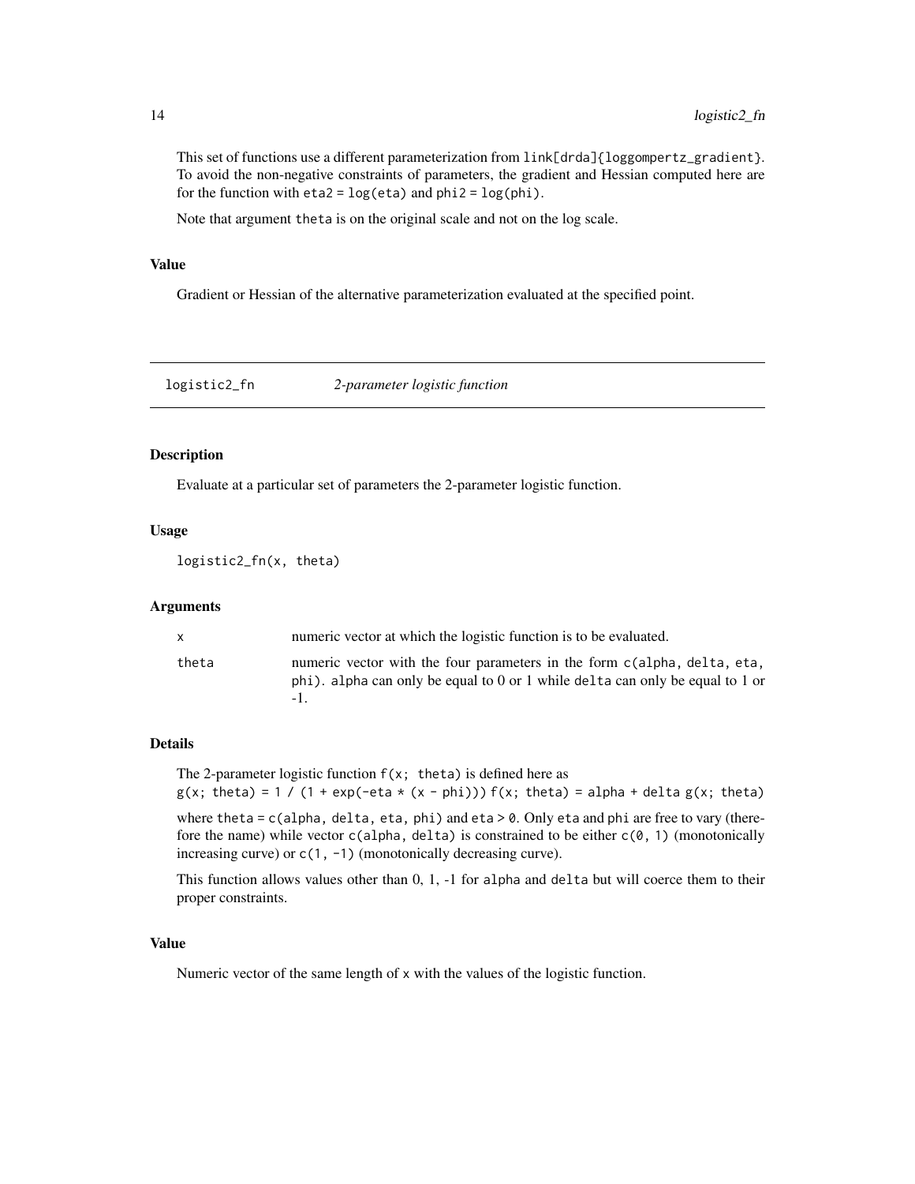This set of functions use a different parameterization from `link[drda]{loggompertz_gradient}`. To avoid the non-negative constraints of parameters, the gradient and Hessian computed here are for the function with `eta2 = log(eta)` and `phi2 = log(phi)`.

Note that argument `theta` is on the original scale and not on the log scale.

### Value

Gradient or Hessian of the alternative parameterization evaluated at the specified point.

---

## logistic2_fn — *2-parameter logistic function*

---

### Description

Evaluate at a particular set of parameters the 2-parameter logistic function.

### Usage

```
logistic2_fn(x, theta)
```

### Arguments

| | |
|---|---|
| `x` | numeric vector at which the logistic function is to be evaluated. |
| `theta` | numeric vector with the four parameters in the form `c(alpha, delta, eta, phi)`. `alpha` can only be equal to 0 or 1 while `delta` can only be equal to 1 or -1. |

### Details

The 2-parameter logistic function `f(x; theta)` is defined here as
`g(x; theta) = 1 / (1 + exp(-eta * (x - phi)))` `f(x; theta) = alpha + delta g(x; theta)`

where `theta = c(alpha, delta, eta, phi)` and `eta > 0`. Only `eta` and `phi` are free to vary (therefore the name) while vector `c(alpha, delta)` is constrained to be either `c(0, 1)` (monotonically increasing curve) or `c(1, -1)` (monotonically decreasing curve).

This function allows values other than 0, 1, -1 for `alpha` and `delta` but will coerce them to their proper constraints.

### Value

Numeric vector of the same length of `x` with the values of the logistic function.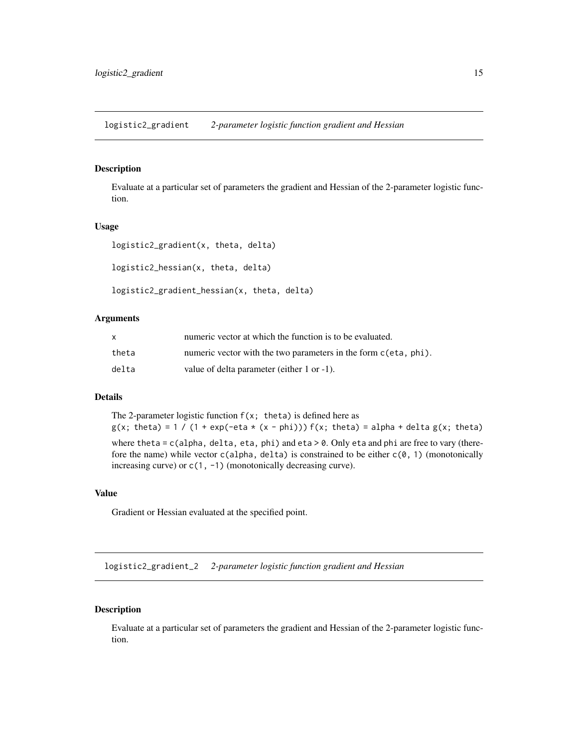## logistic2_gradient — *2-parameter logistic function gradient and Hessian*

### Description

Evaluate at a particular set of parameters the gradient and Hessian of the 2-parameter logistic function.

### Usage

```
logistic2_gradient(x, theta, delta)

logistic2_hessian(x, theta, delta)

logistic2_gradient_hessian(x, theta, delta)
```

### Arguments

| | |
|---|---|
| `x` | numeric vector at which the function is to be evaluated. |
| `theta` | numeric vector with the two parameters in the form `c(eta, phi)`. |
| `delta` | value of delta parameter (either 1 or -1). |

### Details

The 2-parameter logistic function `f(x; theta)` is defined here as
`g(x; theta) = 1 / (1 + exp(-eta * (x - phi)))` `f(x; theta) = alpha + delta g(x; theta)`

where `theta = c(alpha, delta, eta, phi)` and `eta > 0`. Only `eta` and `phi` are free to vary (therefore the name) while vector `c(alpha, delta)` is constrained to be either `c(0, 1)` (monotonically increasing curve) or `c(1, -1)` (monotonically decreasing curve).

### Value

Gradient or Hessian evaluated at the specified point.

## logistic2_gradient_2 — *2-parameter logistic function gradient and Hessian*

### Description

Evaluate at a particular set of parameters the gradient and Hessian of the 2-parameter logistic function.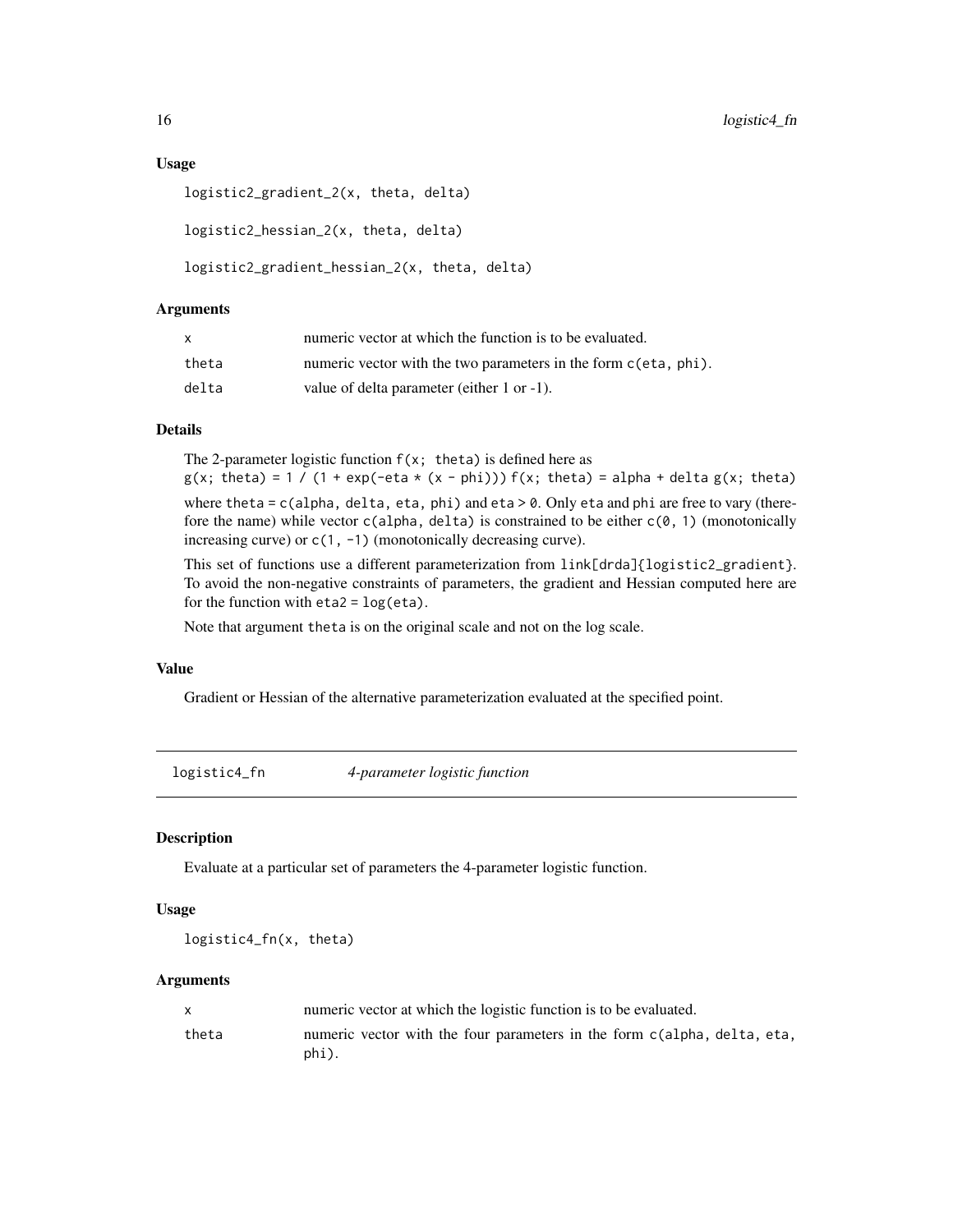### Usage

```
logistic2_gradient_2(x, theta, delta)

logistic2_hessian_2(x, theta, delta)

logistic2_gradient_hessian_2(x, theta, delta)
```

### Arguments

| | |
|---|---|
| x | numeric vector at which the function is to be evaluated. |
| theta | numeric vector with the two parameters in the form `c(eta, phi)`. |
| delta | value of delta parameter (either 1 or -1). |

### Details

The 2-parameter logistic function `f(x; theta)` is defined here as
`g(x; theta) = 1 / (1 + exp(-eta * (x - phi)))` `f(x; theta) = alpha + delta g(x; theta)`

where `theta = c(alpha, delta, eta, phi)` and `eta > 0`. Only `eta` and `phi` are free to vary (therefore the name) while vector `c(alpha, delta)` is constrained to be either `c(0, 1)` (monotonically increasing curve) or `c(1, -1)` (monotonically decreasing curve).

This set of functions use a different parameterization from `link[drda]{logistic2_gradient}`. To avoid the non-negative constraints of parameters, the gradient and Hessian computed here are for the function with `eta2 = log(eta)`.

Note that argument `theta` is on the original scale and not on the log scale.

### Value

Gradient or Hessian of the alternative parameterization evaluated at the specified point.

---

## logistic4_fn — *4-parameter logistic function*

### Description

Evaluate at a particular set of parameters the 4-parameter logistic function.

### Usage

```
logistic4_fn(x, theta)
```

### Arguments

| | |
|---|---|
| x | numeric vector at which the logistic function is to be evaluated. |
| theta | numeric vector with the four parameters in the form `c(alpha, delta, eta, phi)`. |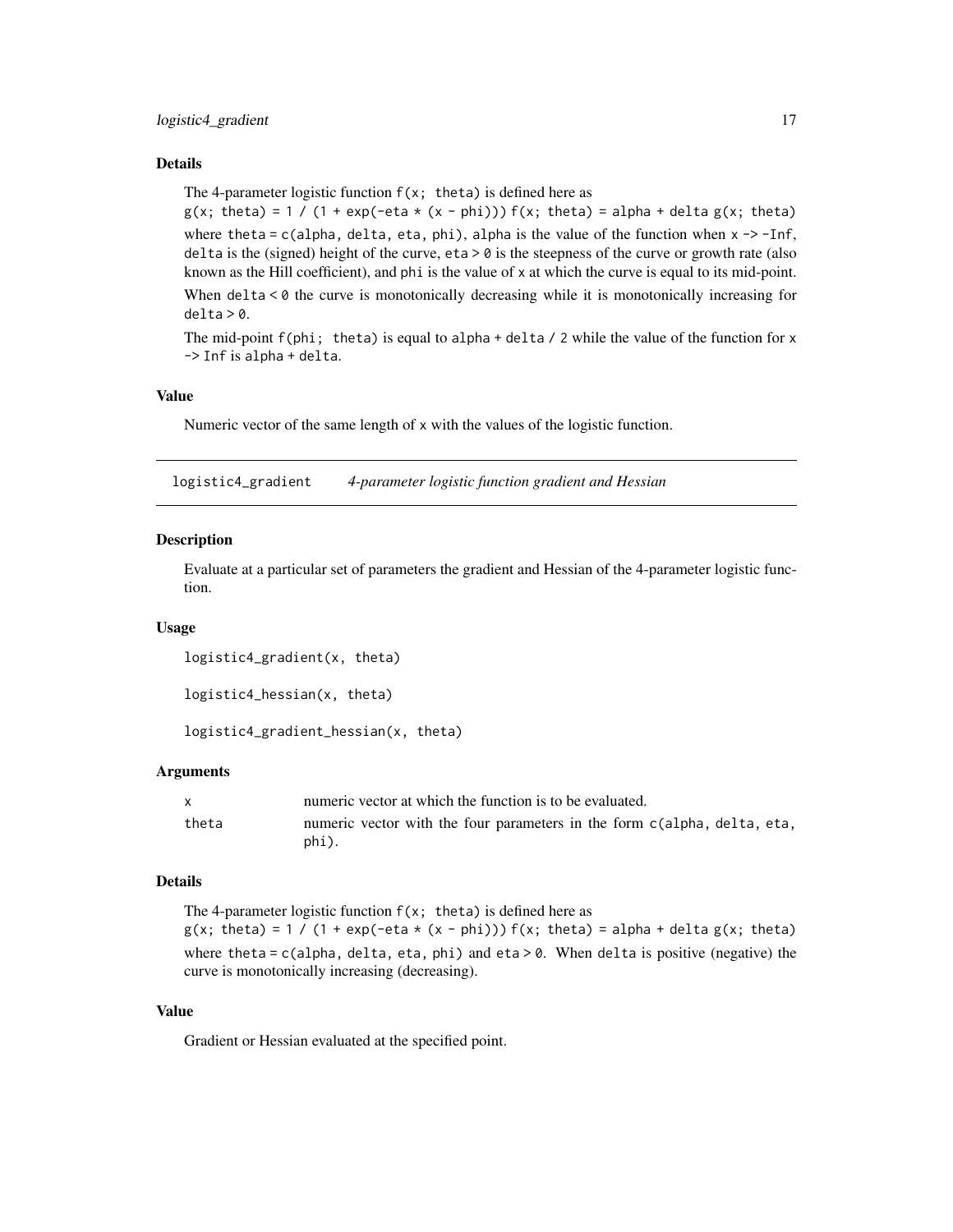### Details

The 4-parameter logistic function `f(x; theta)` is defined here as
`g(x; theta) = 1 / (1 + exp(-eta * (x - phi)))` `f(x; theta) = alpha + delta g(x; theta)`
where `theta = c(alpha, delta, eta, phi)`, `alpha` is the value of the function when `x -> -Inf`, `delta` is the (signed) height of the curve, `eta > 0` is the steepness of the curve or growth rate (also known as the Hill coefficient), and `phi` is the value of `x` at which the curve is equal to its mid-point.

When `delta < 0` the curve is monotonically decreasing while it is monotonically increasing for `delta > 0`.

The mid-point `f(phi; theta)` is equal to `alpha + delta / 2` while the value of the function for `x -> Inf` is `alpha + delta`.

### Value

Numeric vector of the same length of `x` with the values of the logistic function.

---

## logistic4_gradient    *4-parameter logistic function gradient and Hessian*

### Description

Evaluate at a particular set of parameters the gradient and Hessian of the 4-parameter logistic function.

### Usage

```
logistic4_gradient(x, theta)

logistic4_hessian(x, theta)

logistic4_gradient_hessian(x, theta)
```

### Arguments

| | |
|---|---|
| `x` | numeric vector at which the function is to be evaluated. |
| `theta` | numeric vector with the four parameters in the form `c(alpha, delta, eta, phi)`. |

### Details

The 4-parameter logistic function `f(x; theta)` is defined here as
`g(x; theta) = 1 / (1 + exp(-eta * (x - phi)))` `f(x; theta) = alpha + delta g(x; theta)`
where `theta = c(alpha, delta, eta, phi)` and `eta > 0`. When `delta` is positive (negative) the curve is monotonically increasing (decreasing).

### Value

Gradient or Hessian evaluated at the specified point.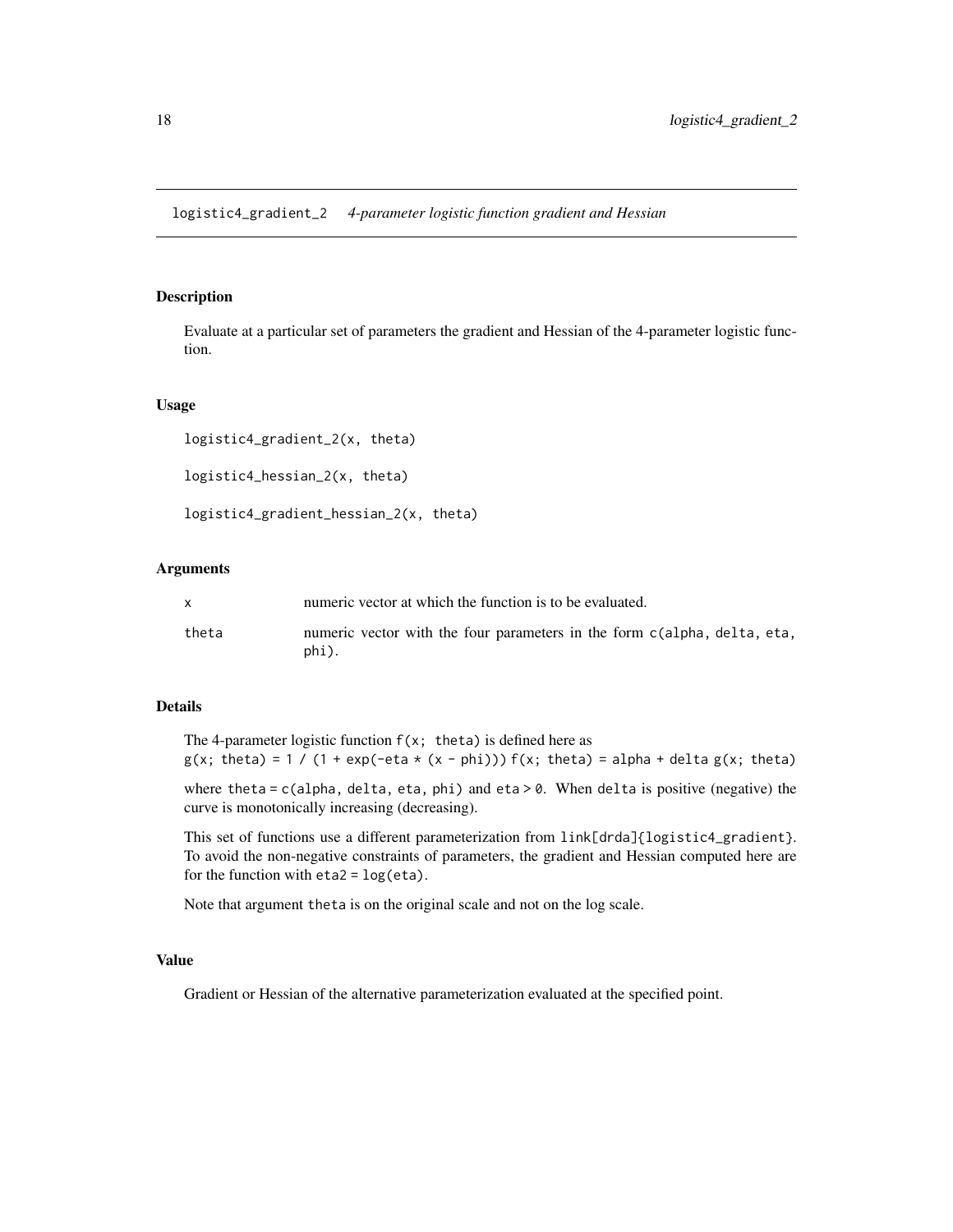# logistic4_gradient_2 *4-parameter logistic function gradient and Hessian*

## Description

Evaluate at a particular set of parameters the gradient and Hessian of the 4-parameter logistic function.

## Usage

```
logistic4_gradient_2(x, theta)

logistic4_hessian_2(x, theta)

logistic4_gradient_hessian_2(x, theta)
```

## Arguments

| | |
|---|---|
| `x` | numeric vector at which the function is to be evaluated. |
| `theta` | numeric vector with the four parameters in the form `c(alpha, delta, eta, phi)`. |

## Details

The 4-parameter logistic function `f(x; theta)` is defined here as
`g(x; theta) = 1 / (1 + exp(-eta * (x - phi)))` `f(x; theta) = alpha + delta g(x; theta)`

where `theta = c(alpha, delta, eta, phi)` and `eta > 0`. When `delta` is positive (negative) the curve is monotonically increasing (decreasing).

This set of functions use a different parameterization from `link[drda]{logistic4_gradient}`. To avoid the non-negative constraints of parameters, the gradient and Hessian computed here are for the function with `eta2 = log(eta)`.

Note that argument `theta` is on the original scale and not on the log scale.

## Value

Gradient or Hessian of the alternative parameterization evaluated at the specified point.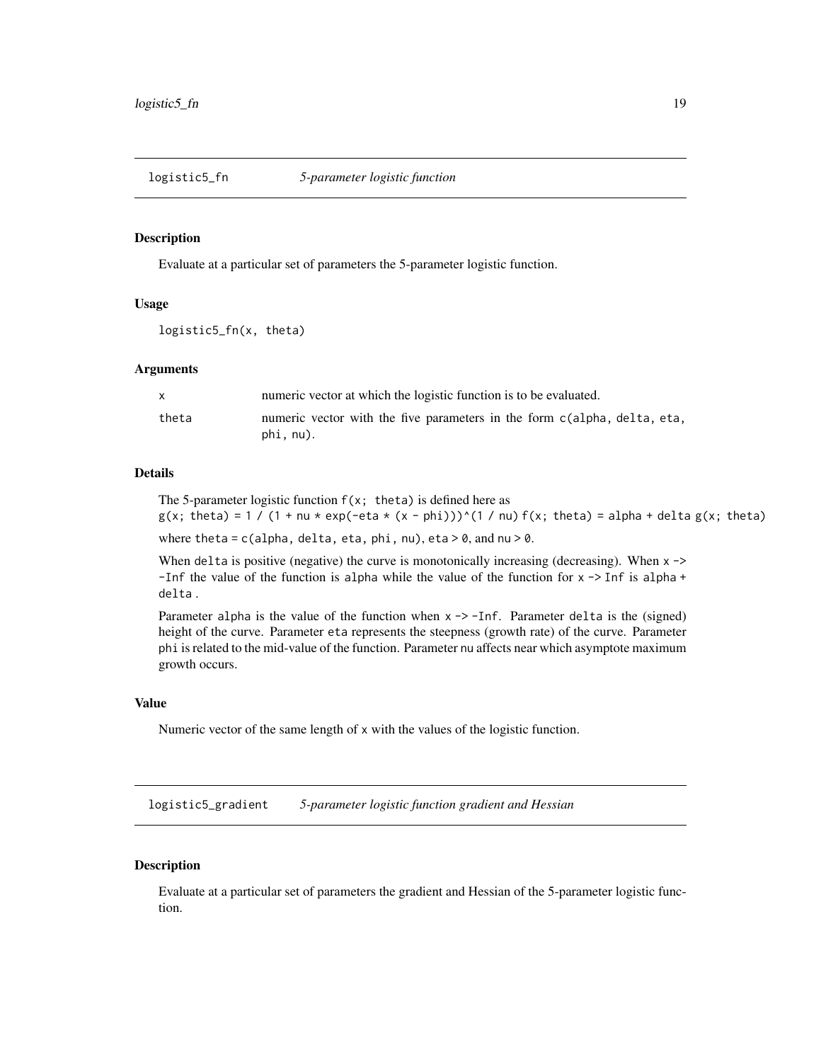## logistic5_fn — *5-parameter logistic function*

### Description

Evaluate at a particular set of parameters the 5-parameter logistic function.

### Usage

```
logistic5_fn(x, theta)
```

### Arguments

| | |
|---|---|
| `x` | numeric vector at which the logistic function is to be evaluated. |
| `theta` | numeric vector with the five parameters in the form `c(alpha, delta, eta, phi, nu)`. |

### Details

The 5-parameter logistic function `f(x; theta)` is defined here as
`g(x; theta) = 1 / (1 + nu * exp(-eta * (x - phi)))^(1 / nu)` `f(x; theta) = alpha + delta g(x; theta)`

where `theta = c(alpha, delta, eta, phi, nu)`, `eta > 0`, and `nu > 0`.

When `delta` is positive (negative) the curve is monotonically increasing (decreasing). When `x -> -Inf` the value of the function is `alpha` while the value of the function for `x -> Inf` is `alpha + delta`.

Parameter `alpha` is the value of the function when `x -> -Inf`. Parameter `delta` is the (signed) height of the curve. Parameter `eta` represents the steepness (growth rate) of the curve. Parameter `phi` is related to the mid-value of the function. Parameter `nu` affects near which asymptote maximum growth occurs.

### Value

Numeric vector of the same length of `x` with the values of the logistic function.

## logistic5_gradient — *5-parameter logistic function gradient and Hessian*

### Description

Evaluate at a particular set of parameters the gradient and Hessian of the 5-parameter logistic function.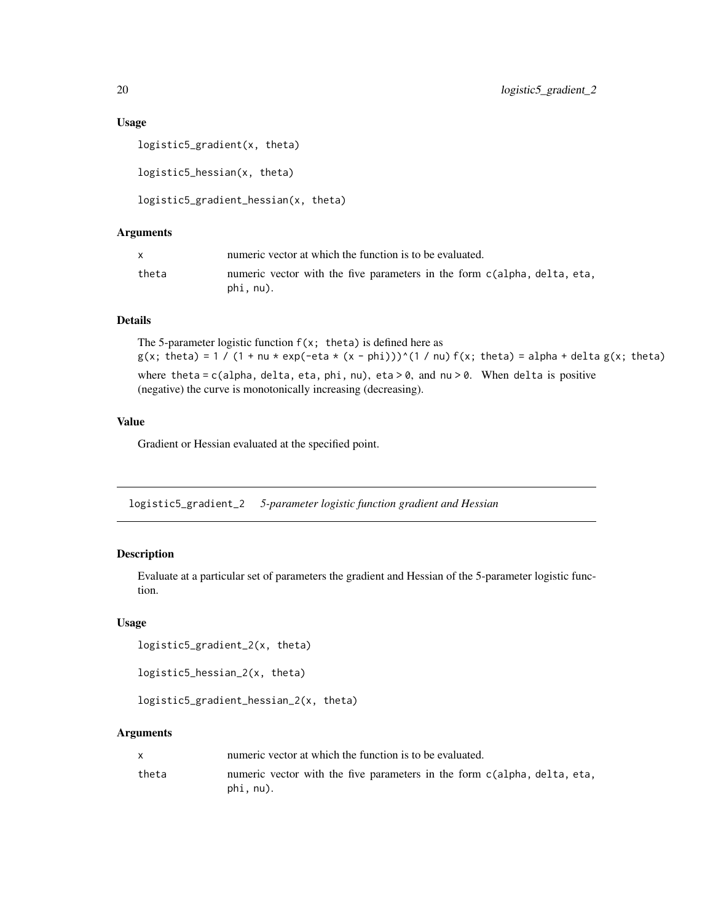### Usage

```
logistic5_gradient(x, theta)

logistic5_hessian(x, theta)

logistic5_gradient_hessian(x, theta)
```

### Arguments

| | |
|---|---|
| x | numeric vector at which the function is to be evaluated. |
| theta | numeric vector with the five parameters in the form c(alpha, delta, eta, phi, nu). |

### Details

The 5-parameter logistic function `f(x; theta)` is defined here as
`g(x; theta) = 1 / (1 + nu * exp(-eta * (x - phi)))^(1 / nu) f(x; theta) = alpha + delta g(x; theta)`
where `theta = c(alpha, delta, eta, phi, nu)`, `eta > 0`, and `nu > 0`. When `delta` is positive (negative) the curve is monotonically increasing (decreasing).

### Value

Gradient or Hessian evaluated at the specified point.

---

## logistic5_gradient_2 *5-parameter logistic function gradient and Hessian*

---

### Description

Evaluate at a particular set of parameters the gradient and Hessian of the 5-parameter logistic function.

### Usage

```
logistic5_gradient_2(x, theta)

logistic5_hessian_2(x, theta)

logistic5_gradient_hessian_2(x, theta)
```

### Arguments

| | |
|---|---|
| x | numeric vector at which the function is to be evaluated. |
| theta | numeric vector with the five parameters in the form c(alpha, delta, eta, phi, nu). |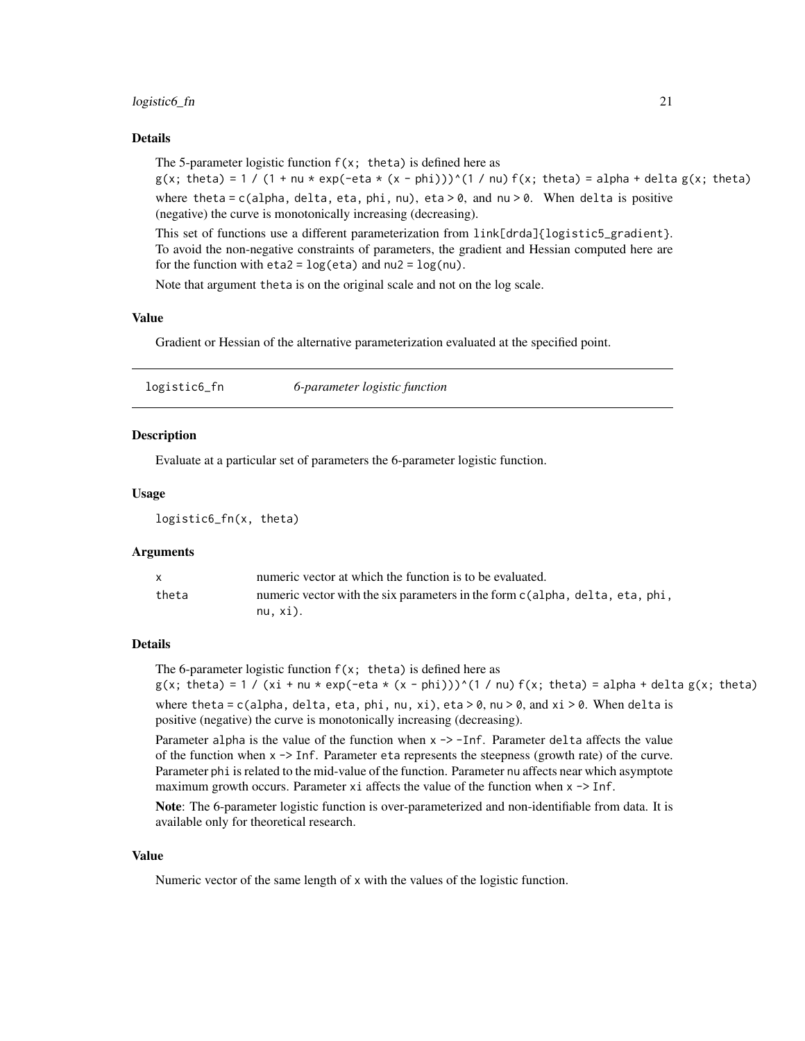### Details

The 5-parameter logistic function `f(x; theta)` is defined here as
`g(x; theta) = 1 / (1 + nu * exp(-eta * (x - phi)))^(1 / nu)` `f(x; theta) = alpha + delta g(x; theta)`
where `theta = c(alpha, delta, eta, phi, nu)`, `eta > 0`, and `nu > 0`. When `delta` is positive (negative) the curve is monotonically increasing (decreasing).

This set of functions use a different parameterization from `link[drda]{logistic5_gradient}`. To avoid the non-negative constraints of parameters, the gradient and Hessian computed here are for the function with `eta2 = log(eta)` and `nu2 = log(nu)`.

Note that argument `theta` is on the original scale and not on the log scale.

### Value

Gradient or Hessian of the alternative parameterization evaluated at the specified point.

---

## logistic6_fn — *6-parameter logistic function*

### Description

Evaluate at a particular set of parameters the 6-parameter logistic function.

### Usage

```
logistic6_fn(x, theta)
```

### Arguments

| | |
|---|---|
| `x` | numeric vector at which the function is to be evaluated. |
| `theta` | numeric vector with the six parameters in the form `c(alpha, delta, eta, phi, nu, xi)`. |

### Details

The 6-parameter logistic function `f(x; theta)` is defined here as
`g(x; theta) = 1 / (xi + nu * exp(-eta * (x - phi)))^(1 / nu)` `f(x; theta) = alpha + delta g(x; theta)`
where `theta = c(alpha, delta, eta, phi, nu, xi)`, `eta > 0`, `nu > 0`, and `xi > 0`. When `delta` is positive (negative) the curve is monotonically increasing (decreasing).

Parameter `alpha` is the value of the function when `x -> -Inf`. Parameter `delta` affects the value of the function when `x -> Inf`. Parameter `eta` represents the steepness (growth rate) of the curve. Parameter `phi` is related to the mid-value of the function. Parameter `nu` affects near which asymptote maximum growth occurs. Parameter `xi` affects the value of the function when `x -> Inf`.

**Note**: The 6-parameter logistic function is over-parameterized and non-identifiable from data. It is available only for theoretical research.

### Value

Numeric vector of the same length of `x` with the values of the logistic function.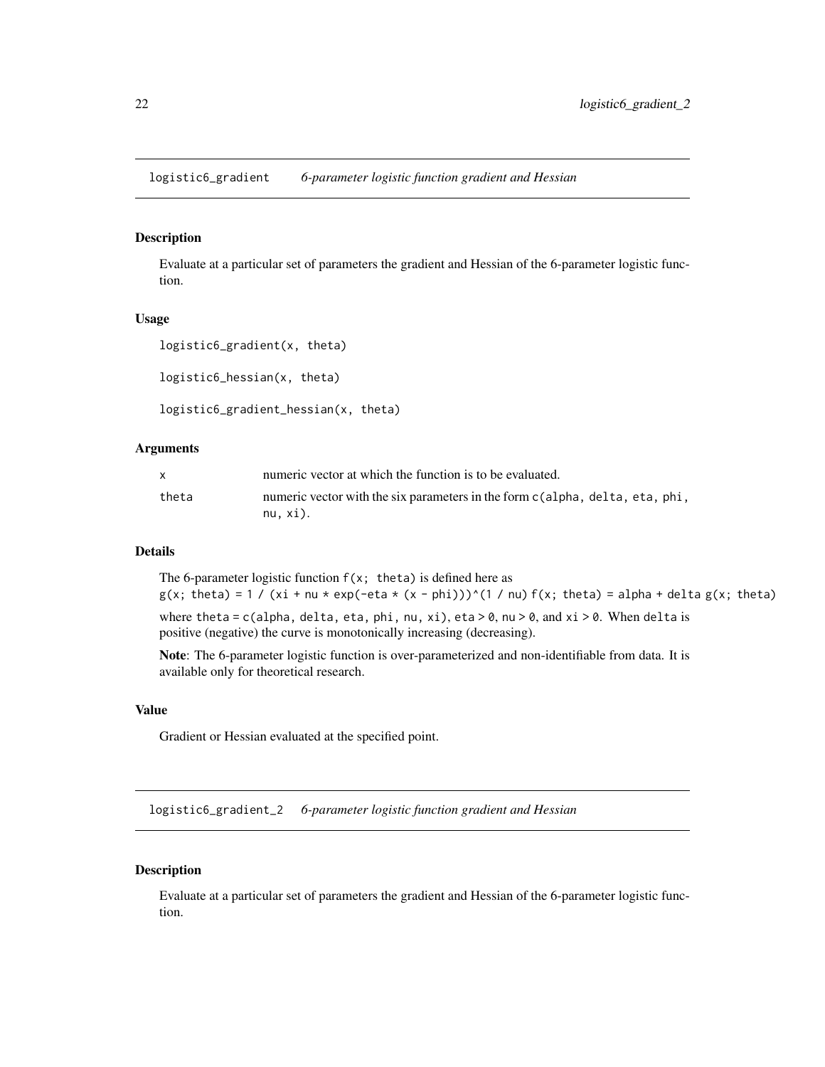## logistic6_gradient *6-parameter logistic function gradient and Hessian*

### Description

Evaluate at a particular set of parameters the gradient and Hessian of the 6-parameter logistic function.

### Usage

```
logistic6_gradient(x, theta)

logistic6_hessian(x, theta)

logistic6_gradient_hessian(x, theta)
```

### Arguments

| | |
|---|---|
| x | numeric vector at which the function is to be evaluated. |
| theta | numeric vector with the six parameters in the form `c(alpha, delta, eta, phi, nu, xi)`. |

### Details

The 6-parameter logistic function `f(x; theta)` is defined here as
`g(x; theta) = 1 / (xi + nu * exp(-eta * (x - phi)))^(1 / nu)` `f(x; theta) = alpha + delta g(x; theta)`

where `theta = c(alpha, delta, eta, phi, nu, xi)`, `eta > 0`, `nu > 0`, and `xi > 0`. When `delta` is positive (negative) the curve is monotonically increasing (decreasing).

**Note**: The 6-parameter logistic function is over-parameterized and non-identifiable from data. It is available only for theoretical research.

### Value

Gradient or Hessian evaluated at the specified point.

## logistic6_gradient_2 *6-parameter logistic function gradient and Hessian*

### Description

Evaluate at a particular set of parameters the gradient and Hessian of the 6-parameter logistic function.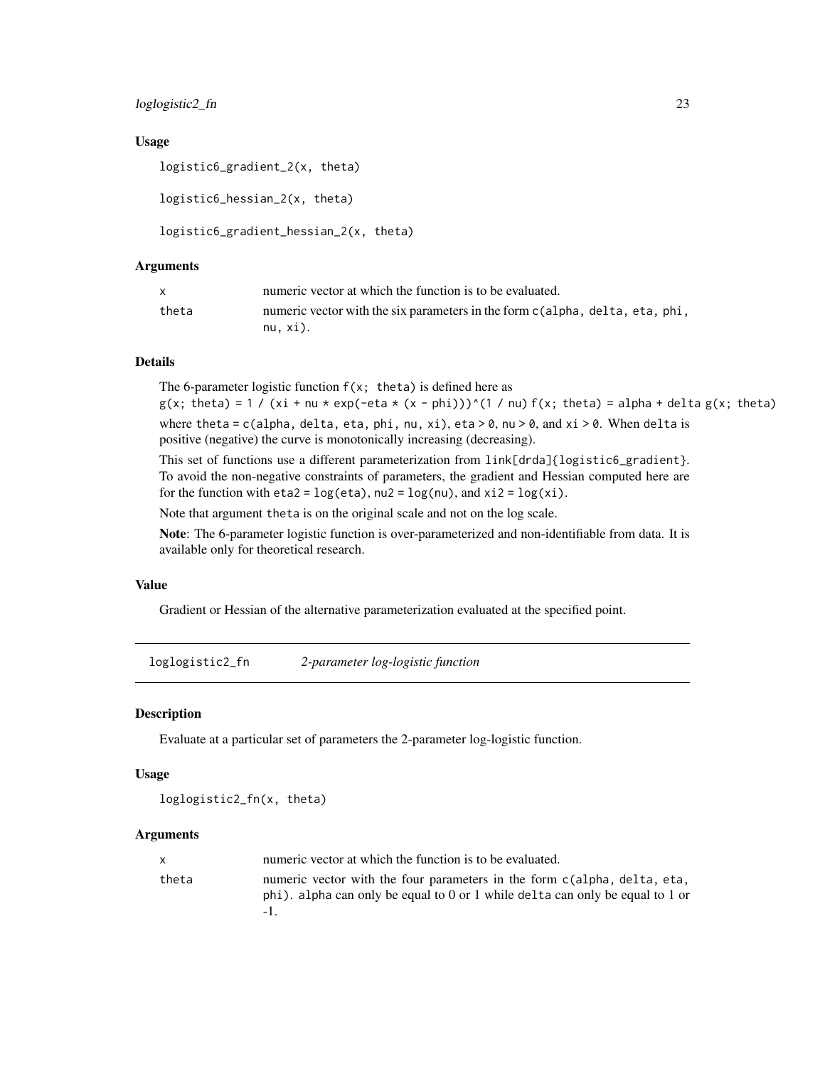## Usage

```
logistic6_gradient_2(x, theta)

logistic6_hessian_2(x, theta)

logistic6_gradient_hessian_2(x, theta)
```

## Arguments

| | |
|---|---|
| x | numeric vector at which the function is to be evaluated. |
| theta | numeric vector with the six parameters in the form `c(alpha, delta, eta, phi, nu, xi)`. |

## Details

The 6-parameter logistic function `f(x; theta)` is defined here as
`g(x; theta) = 1 / (xi + nu * exp(-eta * (x - phi)))^(1 / nu)` `f(x; theta) = alpha + delta g(x; theta)`

where `theta = c(alpha, delta, eta, phi, nu, xi)`, `eta > 0`, `nu > 0`, and `xi > 0`. When `delta` is positive (negative) the curve is monotonically increasing (decreasing).

This set of functions use a different parameterization from `link[drda]{logistic6_gradient}`. To avoid the non-negative constraints of parameters, the gradient and Hessian computed here are for the function with `eta2 = log(eta)`, `nu2 = log(nu)`, and `xi2 = log(xi)`.

Note that argument `theta` is on the original scale and not on the log scale.

**Note**: The 6-parameter logistic function is over-parameterized and non-identifiable from data. It is available only for theoretical research.

## Value

Gradient or Hessian of the alternative parameterization evaluated at the specified point.

---

# loglogistic2_fn — *2-parameter log-logistic function*

## Description

Evaluate at a particular set of parameters the 2-parameter log-logistic function.

## Usage

```
loglogistic2_fn(x, theta)
```

## Arguments

| | |
|---|---|
| x | numeric vector at which the function is to be evaluated. |
| theta | numeric vector with the four parameters in the form `c(alpha, delta, eta, phi)`. `alpha` can only be equal to 0 or 1 while `delta` can only be equal to 1 or -1. |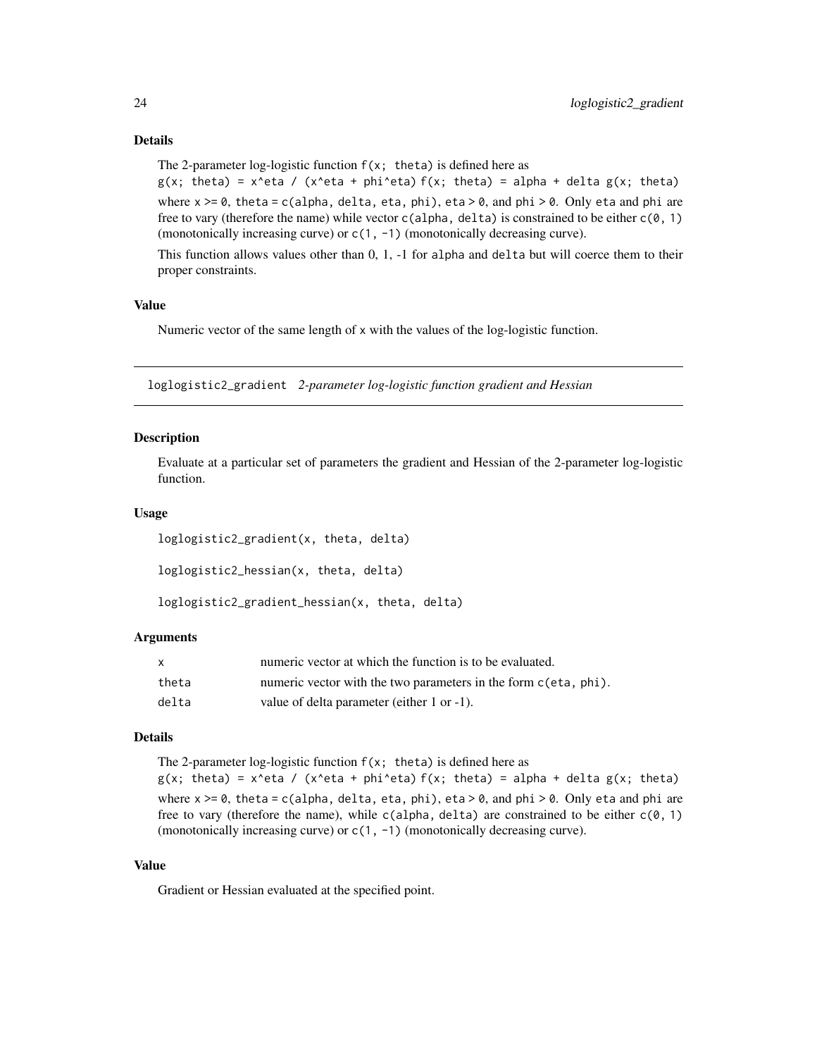### Details

The 2-parameter log-logistic function `f(x; theta)` is defined here as
`g(x; theta) = x^eta / (x^eta + phi^eta)` `f(x; theta) = alpha + delta g(x; theta)`
where `x >= 0`, `theta = c(alpha, delta, eta, phi)`, `eta > 0`, and `phi > 0`. Only `eta` and `phi` are free to vary (therefore the name) while vector `c(alpha, delta)` is constrained to be either `c(0, 1)` (monotonically increasing curve) or `c(1, -1)` (monotonically decreasing curve).

This function allows values other than 0, 1, -1 for `alpha` and `delta` but will coerce them to their proper constraints.

### Value

Numeric vector of the same length of `x` with the values of the log-logistic function.

---

## loglogistic2_gradient — *2-parameter log-logistic function gradient and Hessian*

### Description

Evaluate at a particular set of parameters the gradient and Hessian of the 2-parameter log-logistic function.

### Usage

```
loglogistic2_gradient(x, theta, delta)

loglogistic2_hessian(x, theta, delta)

loglogistic2_gradient_hessian(x, theta, delta)
```

### Arguments

| | |
|---|---|
| `x` | numeric vector at which the function is to be evaluated. |
| `theta` | numeric vector with the two parameters in the form `c(eta, phi)`. |
| `delta` | value of delta parameter (either 1 or -1). |

### Details

The 2-parameter log-logistic function `f(x; theta)` is defined here as
`g(x; theta) = x^eta / (x^eta + phi^eta)` `f(x; theta) = alpha + delta g(x; theta)`
where `x >= 0`, `theta = c(alpha, delta, eta, phi)`, `eta > 0`, and `phi > 0`. Only `eta` and `phi` are free to vary (therefore the name), while `c(alpha, delta)` are constrained to be either `c(0, 1)` (monotonically increasing curve) or `c(1, -1)` (monotonically decreasing curve).

### Value

Gradient or Hessian evaluated at the specified point.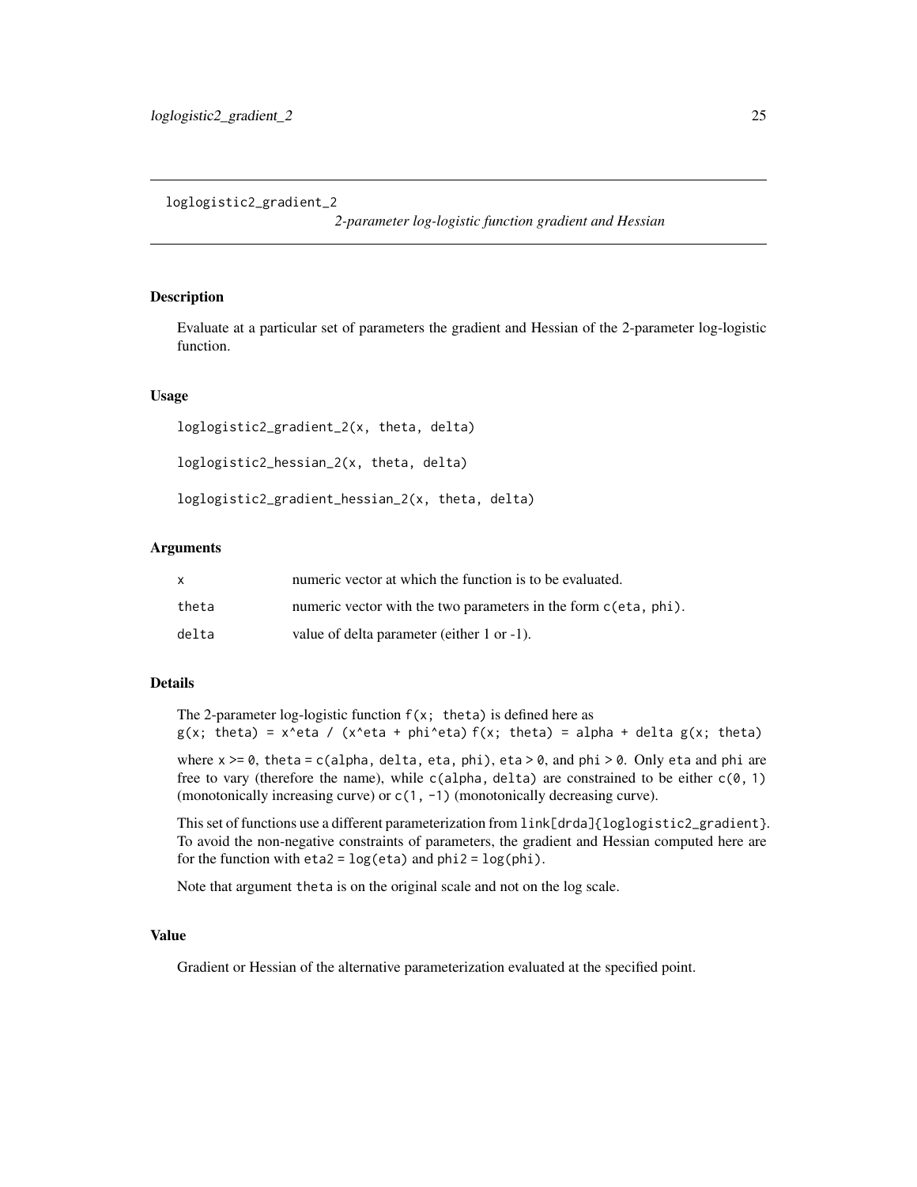## loglogistic2_gradient_2

*2-parameter log-logistic function gradient and Hessian*

### Description

Evaluate at a particular set of parameters the gradient and Hessian of the 2-parameter log-logistic function.

### Usage

```
loglogistic2_gradient_2(x, theta, delta)

loglogistic2_hessian_2(x, theta, delta)

loglogistic2_gradient_hessian_2(x, theta, delta)
```

### Arguments

| | |
|---|---|
| x | numeric vector at which the function is to be evaluated. |
| theta | numeric vector with the two parameters in the form `c(eta, phi)`. |
| delta | value of delta parameter (either 1 or -1). |

### Details

The 2-parameter log-logistic function `f(x; theta)` is defined here as
`g(x; theta) = x^eta / (x^eta + phi^eta)` `f(x; theta) = alpha + delta g(x; theta)`

where `x >= 0`, `theta = c(alpha, delta, eta, phi)`, `eta > 0`, and `phi > 0`. Only `eta` and `phi` are free to vary (therefore the name), while `c(alpha, delta)` are constrained to be either `c(0, 1)` (monotonically increasing curve) or `c(1, -1)` (monotonically decreasing curve).

This set of functions use a different parameterization from `link[drda]{loglogistic2_gradient}`. To avoid the non-negative constraints of parameters, the gradient and Hessian computed here are for the function with `eta2 = log(eta)` and `phi2 = log(phi)`.

Note that argument `theta` is on the original scale and not on the log scale.

### Value

Gradient or Hessian of the alternative parameterization evaluated at the specified point.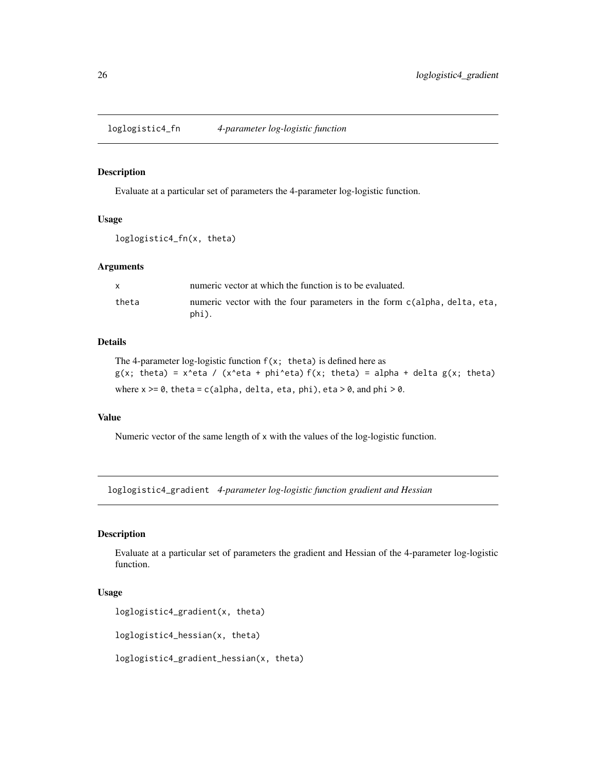## loglogistic4_fn *4-parameter log-logistic function*

### Description

Evaluate at a particular set of parameters the 4-parameter log-logistic function.

### Usage

```
loglogistic4_fn(x, theta)
```

### Arguments

| | |
|---|---|
| x | numeric vector at which the function is to be evaluated. |
| theta | numeric vector with the four parameters in the form c(alpha, delta, eta, phi). |

### Details

The 4-parameter log-logistic function `f(x; theta)` is defined here as
`g(x; theta) = x^eta / (x^eta + phi^eta)` `f(x; theta) = alpha + delta g(x; theta)`

where `x >= 0`, `theta = c(alpha, delta, eta, phi)`, `eta > 0`, and `phi > 0`.

### Value

Numeric vector of the same length of `x` with the values of the log-logistic function.

## loglogistic4_gradient *4-parameter log-logistic function gradient and Hessian*

### Description

Evaluate at a particular set of parameters the gradient and Hessian of the 4-parameter log-logistic function.

### Usage

```
loglogistic4_gradient(x, theta)

loglogistic4_hessian(x, theta)

loglogistic4_gradient_hessian(x, theta)
```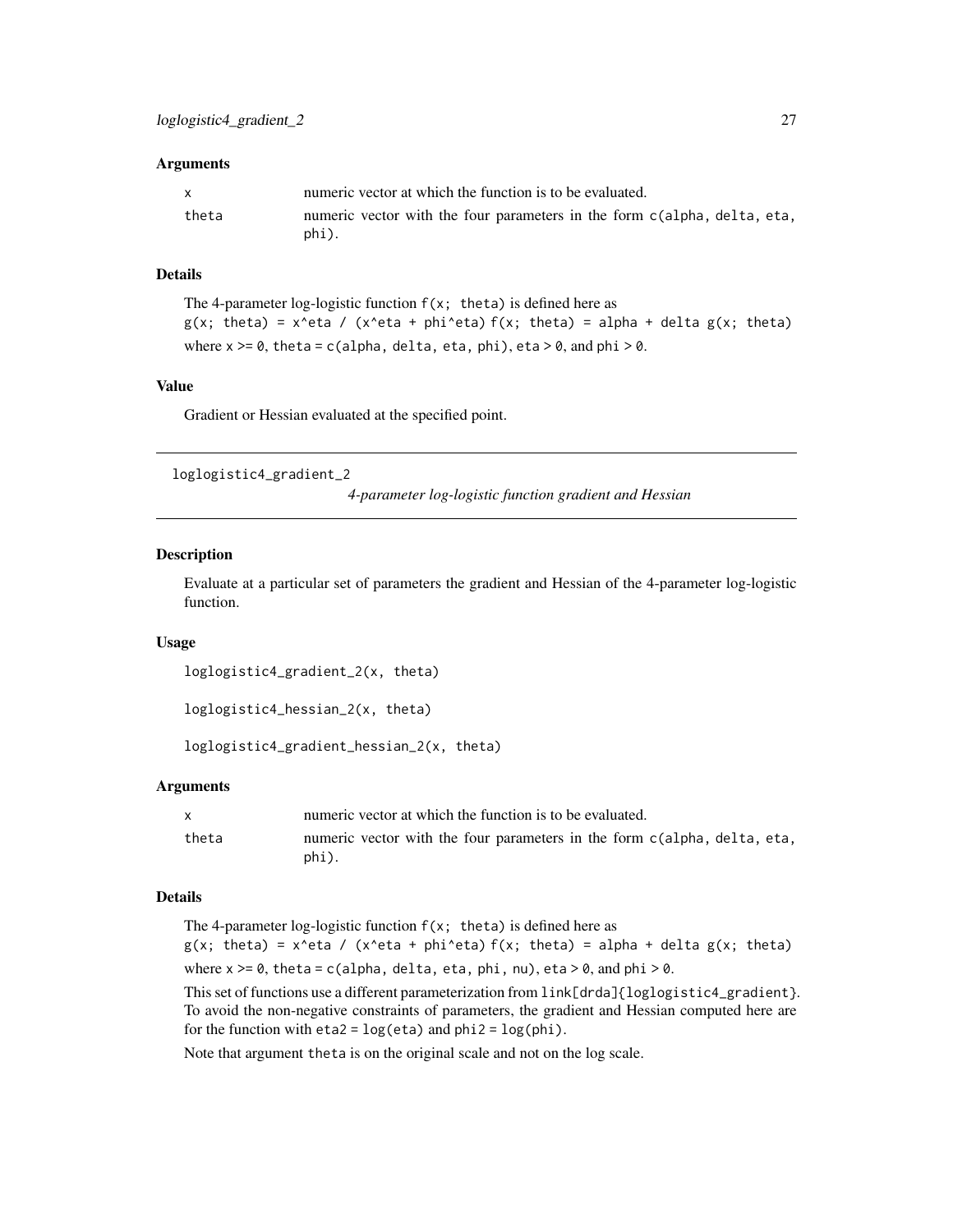### Arguments

| | |
|---|---|
| x | numeric vector at which the function is to be evaluated. |
| theta | numeric vector with the four parameters in the form c(alpha, delta, eta, phi). |

### Details

The 4-parameter log-logistic function f(x; theta) is defined here as
g(x; theta) = x^eta / (x^eta + phi^eta) f(x; theta) = alpha + delta g(x; theta)
where x >= 0, theta = c(alpha, delta, eta, phi), eta > 0, and phi > 0.

### Value

Gradient or Hessian evaluated at the specified point.

---

## loglogistic4_gradient_2

*4-parameter log-logistic function gradient and Hessian*

### Description

Evaluate at a particular set of parameters the gradient and Hessian of the 4-parameter log-logistic function.

### Usage

```
loglogistic4_gradient_2(x, theta)

loglogistic4_hessian_2(x, theta)

loglogistic4_gradient_hessian_2(x, theta)
```

### Arguments

| | |
|---|---|
| x | numeric vector at which the function is to be evaluated. |
| theta | numeric vector with the four parameters in the form c(alpha, delta, eta, phi). |

### Details

The 4-parameter log-logistic function f(x; theta) is defined here as
g(x; theta) = x^eta / (x^eta + phi^eta) f(x; theta) = alpha + delta g(x; theta)
where x >= 0, theta = c(alpha, delta, eta, phi, nu), eta > 0, and phi > 0.

This set of functions use a different parameterization from link[drda]{loglogistic4_gradient}. To avoid the non-negative constraints of parameters, the gradient and Hessian computed here are for the function with eta2 = log(eta) and phi2 = log(phi).

Note that argument theta is on the original scale and not on the log scale.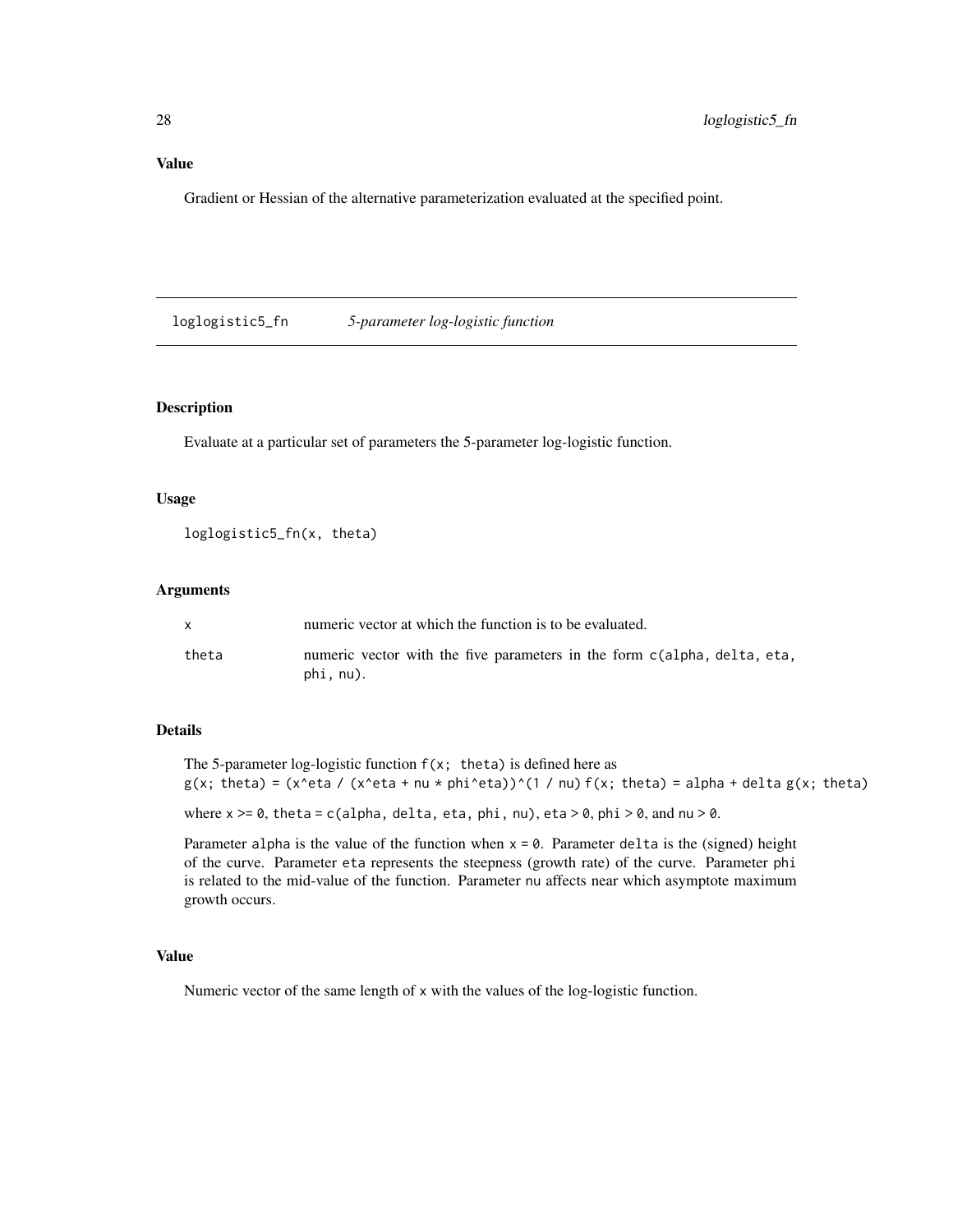### Value

Gradient or Hessian of the alternative parameterization evaluated at the specified point.

---

## loglogistic5_fn — *5-parameter log-logistic function*

---

### Description

Evaluate at a particular set of parameters the 5-parameter log-logistic function.

### Usage

```
loglogistic5_fn(x, theta)
```

### Arguments

| | |
|---|---|
| x | numeric vector at which the function is to be evaluated. |
| theta | numeric vector with the five parameters in the form `c(alpha, delta, eta, phi, nu)`. |

### Details

The 5-parameter log-logistic function `f(x; theta)` is defined here as
`g(x; theta) = (x^eta / (x^eta + nu * phi^eta))^(1 / nu)` `f(x; theta) = alpha + delta g(x; theta)`

where `x >= 0`, `theta = c(alpha, delta, eta, phi, nu)`, `eta > 0`, `phi > 0`, and `nu > 0`.

Parameter `alpha` is the value of the function when `x = 0`. Parameter `delta` is the (signed) height of the curve. Parameter `eta` represents the steepness (growth rate) of the curve. Parameter `phi` is related to the mid-value of the function. Parameter `nu` affects near which asymptote maximum growth occurs.

### Value

Numeric vector of the same length of `x` with the values of the log-logistic function.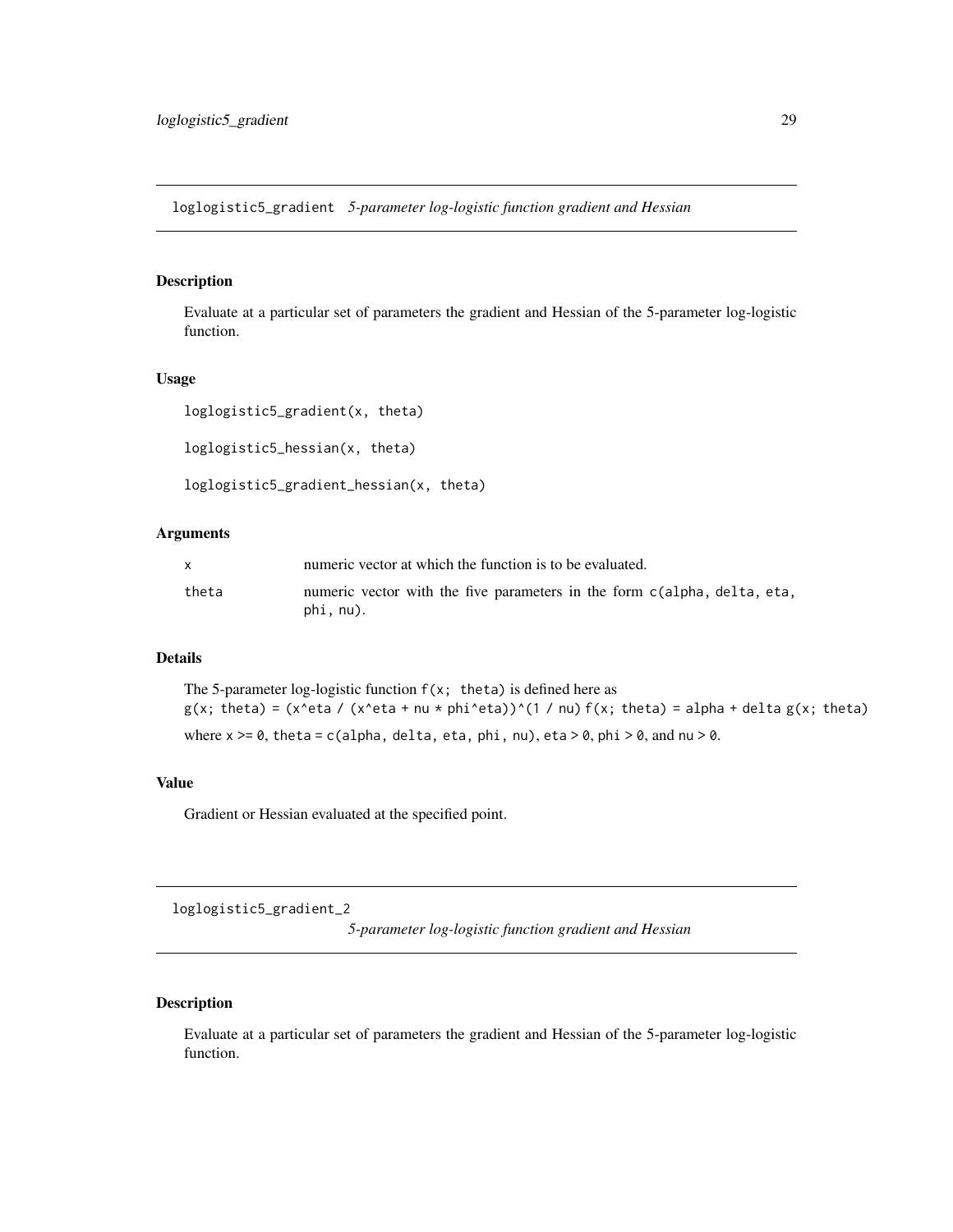## loglogistic5_gradient *5-parameter log-logistic function gradient and Hessian*

### Description

Evaluate at a particular set of parameters the gradient and Hessian of the 5-parameter log-logistic function.

### Usage

```
loglogistic5_gradient(x, theta)

loglogistic5_hessian(x, theta)

loglogistic5_gradient_hessian(x, theta)
```

### Arguments

| | |
|---|---|
| `x` | numeric vector at which the function is to be evaluated. |
| `theta` | numeric vector with the five parameters in the form `c(alpha, delta, eta, phi, nu)`. |

### Details

The 5-parameter log-logistic function `f(x; theta)` is defined here as
`g(x; theta) = (x^eta / (x^eta + nu * phi^eta))^(1 / nu)` `f(x; theta) = alpha + delta g(x; theta)`

where `x >= 0`, `theta = c(alpha, delta, eta, phi, nu)`, `eta > 0`, `phi > 0`, and `nu > 0`.

### Value

Gradient or Hessian evaluated at the specified point.

## loglogistic5_gradient_2 *5-parameter log-logistic function gradient and Hessian*

### Description

Evaluate at a particular set of parameters the gradient and Hessian of the 5-parameter log-logistic function.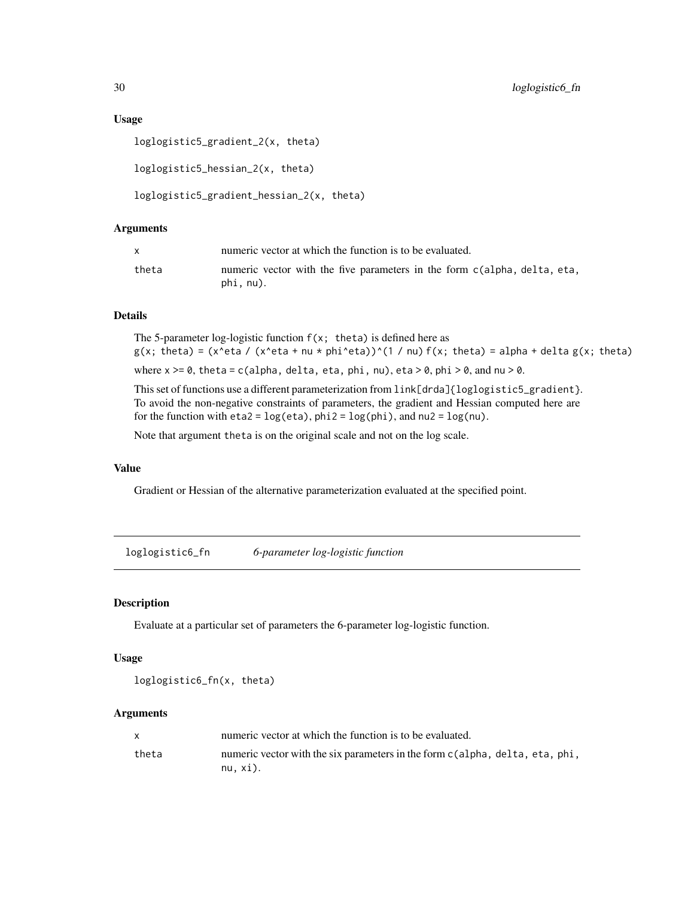### Usage

```
loglogistic5_gradient_2(x, theta)

loglogistic5_hessian_2(x, theta)

loglogistic5_gradient_hessian_2(x, theta)
```

### Arguments

| | |
|---|---|
| x | numeric vector at which the function is to be evaluated. |
| theta | numeric vector with the five parameters in the form `c(alpha, delta, eta, phi, nu)`. |

### Details

The 5-parameter log-logistic function `f(x; theta)` is defined here as
`g(x; theta) = (x^eta / (x^eta + nu * phi^eta))^(1 / nu)` `f(x; theta) = alpha + delta g(x; theta)`

where `x >= 0`, `theta = c(alpha, delta, eta, phi, nu)`, `eta > 0`, `phi > 0`, and `nu > 0`.

This set of functions use a different parameterization from `link[drda]{loglogistic5_gradient}`. To avoid the non-negative constraints of parameters, the gradient and Hessian computed here are for the function with `eta2 = log(eta)`, `phi2 = log(phi)`, and `nu2 = log(nu)`.

Note that argument `theta` is on the original scale and not on the log scale.

### Value

Gradient or Hessian of the alternative parameterization evaluated at the specified point.

---

## loglogistic6_fn *6-parameter log-logistic function*

### Description

Evaluate at a particular set of parameters the 6-parameter log-logistic function.

### Usage

```
loglogistic6_fn(x, theta)
```

### Arguments

| | |
|---|---|
| x | numeric vector at which the function is to be evaluated. |
| theta | numeric vector with the six parameters in the form `c(alpha, delta, eta, phi, nu, xi)`. |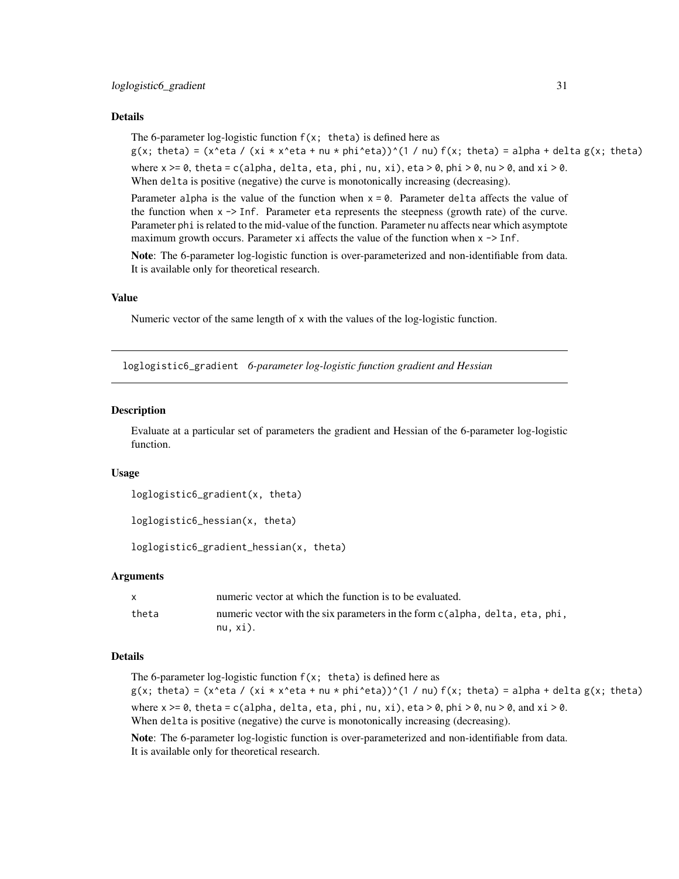### Details

The 6-parameter log-logistic function `f(x; theta)` is defined here as
`g(x; theta) = (x^eta / (xi * x^eta + nu * phi^eta))^(1 / nu)` `f(x; theta) = alpha + delta g(x; theta)`
where `x >= 0`, `theta = c(alpha, delta, eta, phi, nu, xi)`, `eta > 0`, `phi > 0`, `nu > 0`, and `xi > 0`. When `delta` is positive (negative) the curve is monotonically increasing (decreasing).

Parameter `alpha` is the value of the function when `x = 0`. Parameter `delta` affects the value of the function when `x -> Inf`. Parameter `eta` represents the steepness (growth rate) of the curve. Parameter `phi` is related to the mid-value of the function. Parameter `nu` affects near which asymptote maximum growth occurs. Parameter `xi` affects the value of the function when `x -> Inf`.

**Note**: The 6-parameter log-logistic function is over-parameterized and non-identifiable from data. It is available only for theoretical research.

### Value

Numeric vector of the same length of `x` with the values of the log-logistic function.

---

## loglogistic6_gradient *6-parameter log-logistic function gradient and Hessian*

### Description

Evaluate at a particular set of parameters the gradient and Hessian of the 6-parameter log-logistic function.

### Usage

```
loglogistic6_gradient(x, theta)

loglogistic6_hessian(x, theta)

loglogistic6_gradient_hessian(x, theta)
```

### Arguments

| | |
|---|---|
| `x` | numeric vector at which the function is to be evaluated. |
| `theta` | numeric vector with the six parameters in the form `c(alpha, delta, eta, phi, nu, xi)`. |

### Details

The 6-parameter log-logistic function `f(x; theta)` is defined here as
`g(x; theta) = (x^eta / (xi * x^eta + nu * phi^eta))^(1 / nu)` `f(x; theta) = alpha + delta g(x; theta)`
where `x >= 0`, `theta = c(alpha, delta, eta, phi, nu, xi)`, `eta > 0`, `phi > 0`, `nu > 0`, and `xi > 0`. When `delta` is positive (negative) the curve is monotonically increasing (decreasing).

**Note**: The 6-parameter log-logistic function is over-parameterized and non-identifiable from data. It is available only for theoretical research.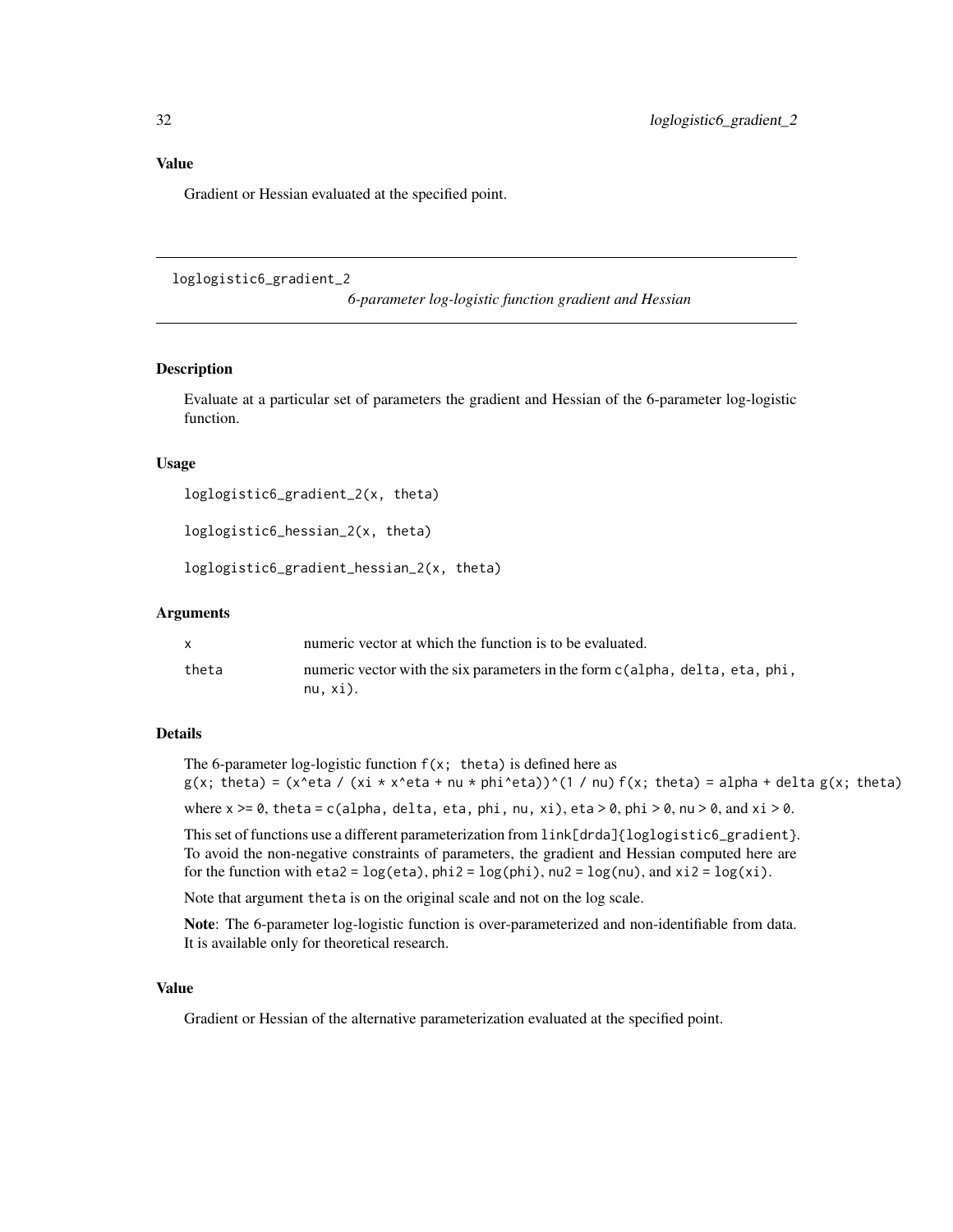## Value

Gradient or Hessian evaluated at the specified point.

---

`loglogistic6_gradient_2` *6-parameter log-logistic function gradient and Hessian*

---

### Description

Evaluate at a particular set of parameters the gradient and Hessian of the 6-parameter log-logistic function.

### Usage

```
loglogistic6_gradient_2(x, theta)

loglogistic6_hessian_2(x, theta)

loglogistic6_gradient_hessian_2(x, theta)
```

### Arguments

| | |
|---|---|
| `x` | numeric vector at which the function is to be evaluated. |
| `theta` | numeric vector with the six parameters in the form `c(alpha, delta, eta, phi, nu, xi)`. |

### Details

The 6-parameter log-logistic function `f(x; theta)` is defined here as
`g(x; theta) = (x^eta / (xi * x^eta + nu * phi^eta))^(1 / nu) f(x; theta) = alpha + delta g(x; theta)`

where `x >= 0`, `theta = c(alpha, delta, eta, phi, nu, xi)`, `eta > 0`, `phi > 0`, `nu > 0`, and `xi > 0`.

This set of functions use a different parameterization from `link[drda]{loglogistic6_gradient}`. To avoid the non-negative constraints of parameters, the gradient and Hessian computed here are for the function with `eta2 = log(eta)`, `phi2 = log(phi)`, `nu2 = log(nu)`, and `xi2 = log(xi)`.

Note that argument `theta` is on the original scale and not on the log scale.

**Note**: The 6-parameter log-logistic function is over-parameterized and non-identifiable from data. It is available only for theoretical research.

### Value

Gradient or Hessian of the alternative parameterization evaluated at the specified point.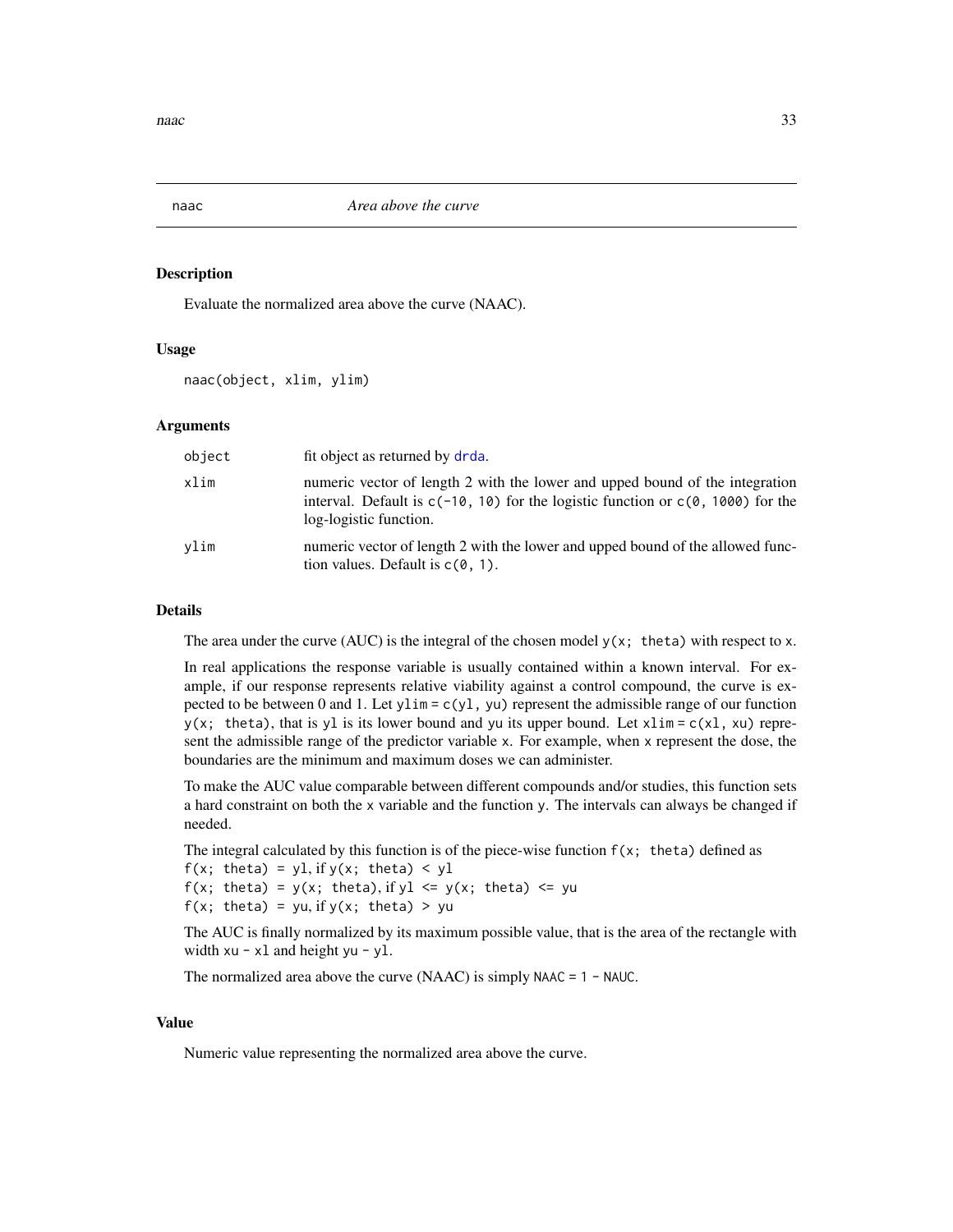# naac — *Area above the curve*

## Description

Evaluate the normalized area above the curve (NAAC).

## Usage

```
naac(object, xlim, ylim)
```

## Arguments

| | |
|---|---|
| `object` | fit object as returned by `drda`. |
| `xlim` | numeric vector of length 2 with the lower and upped bound of the integration interval. Default is `c(-10, 10)` for the logistic function or `c(0, 1000)` for the log-logistic function. |
| `ylim` | numeric vector of length 2 with the lower and upped bound of the allowed function values. Default is `c(0, 1)`. |

## Details

The area under the curve (AUC) is the integral of the chosen model `y(x; theta)` with respect to `x`.

In real applications the response variable is usually contained within a known interval. For example, if our response represents relative viability against a control compound, the curve is expected to be between 0 and 1. Let `ylim = c(yl, yu)` represent the admissible range of our function `y(x; theta)`, that is `yl` is its lower bound and `yu` its upper bound. Let `xlim = c(xl, xu)` represent the admissible range of the predictor variable `x`. For example, when `x` represent the dose, the boundaries are the minimum and maximum doses we can administer.

To make the AUC value comparable between different compounds and/or studies, this function sets a hard constraint on both the `x` variable and the function `y`. The intervals can always be changed if needed.

The integral calculated by this function is of the piece-wise function `f(x; theta)` defined as
`f(x; theta) = yl`, if `y(x; theta) < yl`
`f(x; theta) = y(x; theta)`, if `yl <= y(x; theta) <= yu`
`f(x; theta) = yu`, if `y(x; theta) > yu`

The AUC is finally normalized by its maximum possible value, that is the area of the rectangle with width `xu - xl` and height `yu - yl`.

The normalized area above the curve (NAAC) is simply `NAAC = 1 - NAUC`.

## Value

Numeric value representing the normalized area above the curve.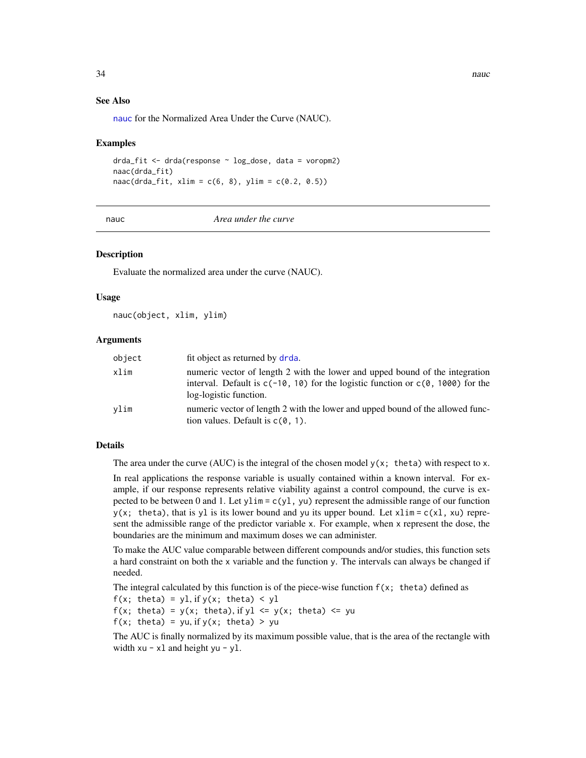### See Also

nauc for the Normalized Area Under the Curve (NAUC).

### Examples

```
drda_fit <- drda(response ~ log_dose, data = voropm2)
naac(drda_fit)
naac(drda_fit, xlim = c(6, 8), ylim = c(0.2, 0.5))
```

---

## nauc — *Area under the curve*

---

### Description

Evaluate the normalized area under the curve (NAUC).

### Usage

```
nauc(object, xlim, ylim)
```

### Arguments

| | |
|---|---|
| `object` | fit object as returned by `drda`. |
| `xlim` | numeric vector of length 2 with the lower and upped bound of the integration interval. Default is `c(-10, 10)` for the logistic function or `c(0, 1000)` for the log-logistic function. |
| `ylim` | numeric vector of length 2 with the lower and upped bound of the allowed function values. Default is `c(0, 1)`. |

### Details

The area under the curve (AUC) is the integral of the chosen model `y(x; theta)` with respect to `x`.

In real applications the response variable is usually contained within a known interval. For example, if our response represents relative viability against a control compound, the curve is expected to be between 0 and 1. Let `ylim = c(yl, yu)` represent the admissible range of our function `y(x; theta)`, that is `yl` is its lower bound and `yu` its upper bound. Let `xlim = c(xl, xu)` represent the admissible range of the predictor variable `x`. For example, when `x` represent the dose, the boundaries are the minimum and maximum doses we can administer.

To make the AUC value comparable between different compounds and/or studies, this function sets a hard constraint on both the `x` variable and the function `y`. The intervals can always be changed if needed.

The integral calculated by this function is of the piece-wise function `f(x; theta)` defined as
`f(x; theta) = yl`, if `y(x; theta) < yl`
`f(x; theta) = y(x; theta)`, if `yl <= y(x; theta) <= yu`
`f(x; theta) = yu`, if `y(x; theta) > yu`

The AUC is finally normalized by its maximum possible value, that is the area of the rectangle with width `xu - xl` and height `yu - yl`.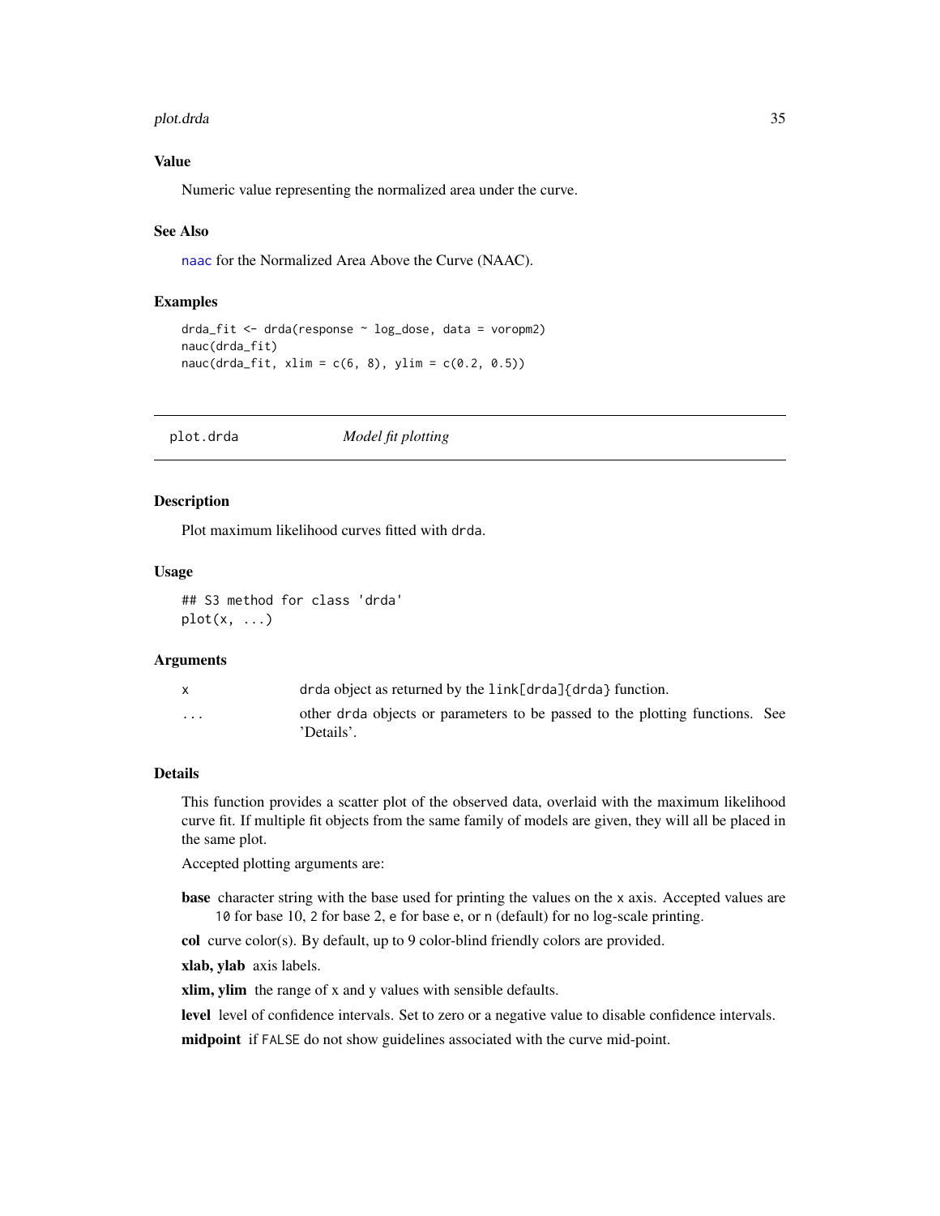### Value

Numeric value representing the normalized area under the curve.

### See Also

`naac` for the Normalized Area Above the Curve (NAAC).

### Examples

```
drda_fit <- drda(response ~ log_dose, data = voropm2)
nauc(drda_fit)
nauc(drda_fit, xlim = c(6, 8), ylim = c(0.2, 0.5))
```

---

## plot.drda — *Model fit plotting*

---

### Description

Plot maximum likelihood curves fitted with `drda`.

### Usage

```
## S3 method for class 'drda'
plot(x, ...)
```

### Arguments

| | |
|---|---|
| `x` | `drda` object as returned by the `link[drda]{drda}` function. |
| `...` | other `drda` objects or parameters to be passed to the plotting functions. See 'Details'. |

### Details

This function provides a scatter plot of the observed data, overlaid with the maximum likelihood curve fit. If multiple fit objects from the same family of models are given, they will all be placed in the same plot.

Accepted plotting arguments are:

**base** character string with the base used for printing the values on the `x` axis. Accepted values are `10` for base 10, `2` for base 2, `e` for base e, or `n` (default) for no log-scale printing.

**col** curve color(s). By default, up to 9 color-blind friendly colors are provided.

**xlab, ylab** axis labels.

**xlim, ylim** the range of x and y values with sensible defaults.

**level** level of confidence intervals. Set to zero or a negative value to disable confidence intervals.

**midpoint** if `FALSE` do not show guidelines associated with the curve mid-point.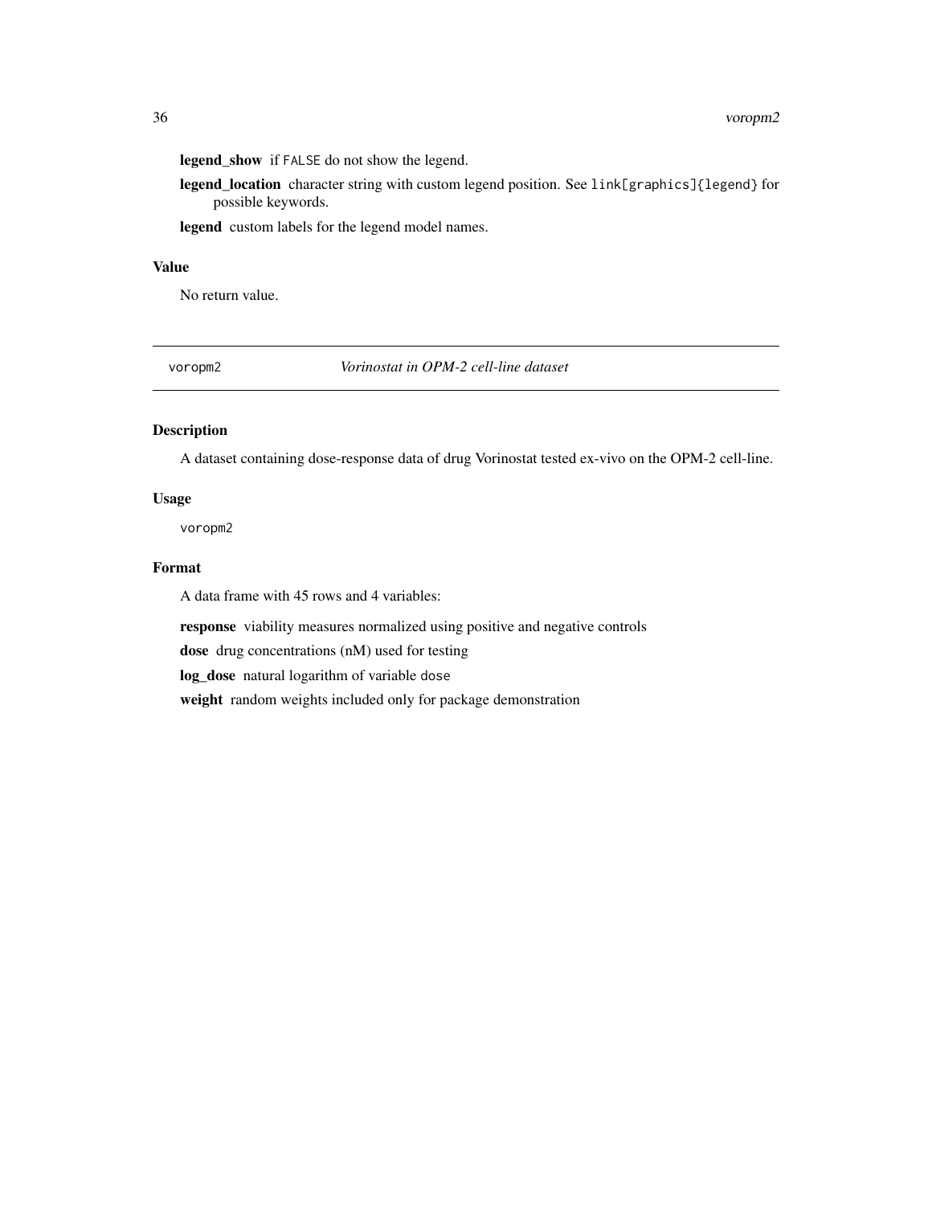**legend_show** if FALSE do not show the legend.

**legend_location** character string with custom legend position. See link[graphics]{legend} for possible keywords.

**legend** custom labels for the legend model names.

## Value

No return value.

---

voropm2 *Vorinostat in OPM-2 cell-line dataset*

---

## Description

A dataset containing dose-response data of drug Vorinostat tested ex-vivo on the OPM-2 cell-line.

## Usage

```
voropm2
```

## Format

A data frame with 45 rows and 4 variables:

**response** viability measures normalized using positive and negative controls

**dose** drug concentrations (nM) used for testing

**log_dose** natural logarithm of variable dose

**weight** random weights included only for package demonstration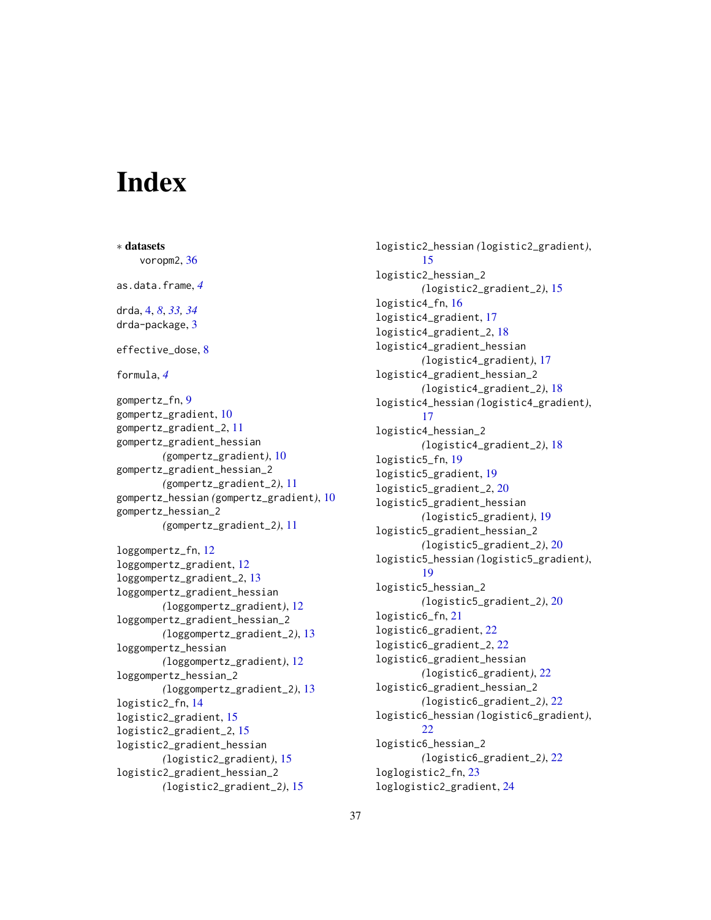# Index

∗ **datasets**
voropm2, 36

as.data.frame, *4*

drda, 4, *8*, *33, 34*
drda-package, 3

effective_dose, 8

formula, *4*

gompertz_fn, 9
gompertz_gradient, 10
gompertz_gradient_2, 11
gompertz_gradient_hessian (gompertz_gradient), 10
gompertz_gradient_hessian_2 (gompertz_gradient_2), 11
gompertz_hessian (gompertz_gradient), 10
gompertz_hessian_2 (gompertz_gradient_2), 11

loggompertz_fn, 12
loggompertz_gradient, 12
loggompertz_gradient_2, 13
loggompertz_gradient_hessian (loggompertz_gradient), 12
loggompertz_gradient_hessian_2 (loggompertz_gradient_2), 13
loggompertz_hessian (loggompertz_gradient), 12
loggompertz_hessian_2 (loggompertz_gradient_2), 13
logistic2_fn, 14
logistic2_gradient, 15
logistic2_gradient_2, 15
logistic2_gradient_hessian (logistic2_gradient), 15
logistic2_gradient_hessian_2 (logistic2_gradient_2), 15
logistic2_hessian (logistic2_gradient), 15
logistic2_hessian_2 (logistic2_gradient_2), 15
logistic4_fn, 16
logistic4_gradient, 17
logistic4_gradient_2, 18
logistic4_gradient_hessian (logistic4_gradient), 17
logistic4_gradient_hessian_2 (logistic4_gradient_2), 18
logistic4_hessian (logistic4_gradient), 17
logistic4_hessian_2 (logistic4_gradient_2), 18
logistic5_fn, 19
logistic5_gradient, 19
logistic5_gradient_2, 20
logistic5_gradient_hessian (logistic5_gradient), 19
logistic5_gradient_hessian_2 (logistic5_gradient_2), 20
logistic5_hessian (logistic5_gradient), 19
logistic5_hessian_2 (logistic5_gradient_2), 20
logistic6_fn, 21
logistic6_gradient, 22
logistic6_gradient_2, 22
logistic6_gradient_hessian (logistic6_gradient), 22
logistic6_gradient_hessian_2 (logistic6_gradient_2), 22
logistic6_hessian (logistic6_gradient), 22
logistic6_hessian_2 (logistic6_gradient_2), 22
loglogistic2_fn, 23
loglogistic2_gradient, 24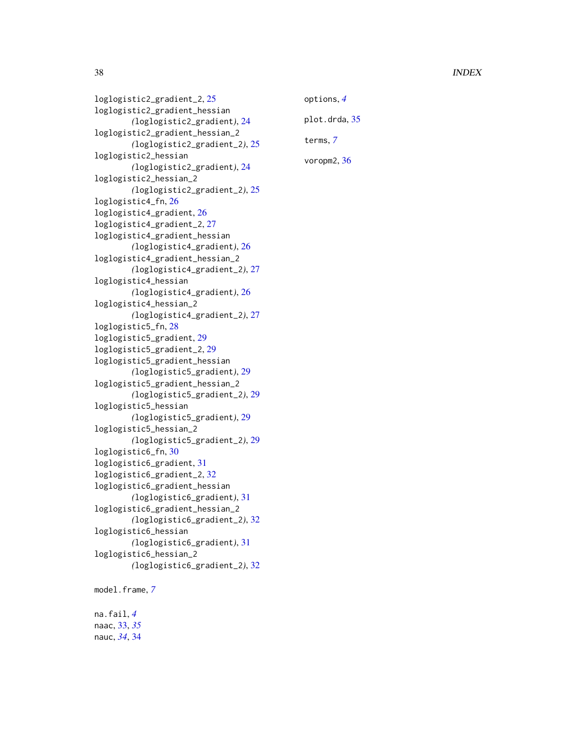loglogistic2_gradient_2, 25
loglogistic2_gradient_hessian
    *(*loglogistic2_gradient*)*, 24
loglogistic2_gradient_hessian_2
    *(*loglogistic2_gradient_2*)*, 25
loglogistic2_hessian
    *(*loglogistic2_gradient*)*, 24
loglogistic2_hessian_2
    *(*loglogistic2_gradient_2*)*, 25
loglogistic4_fn, 26
loglogistic4_gradient, 26
loglogistic4_gradient_2, 27
loglogistic4_gradient_hessian
    *(*loglogistic4_gradient*)*, 26
loglogistic4_gradient_hessian_2
    *(*loglogistic4_gradient_2*)*, 27
loglogistic4_hessian
    *(*loglogistic4_gradient*)*, 26
loglogistic4_hessian_2
    *(*loglogistic4_gradient_2*)*, 27
loglogistic5_fn, 28
loglogistic5_gradient, 29
loglogistic5_gradient_2, 29
loglogistic5_gradient_hessian
    *(*loglogistic5_gradient*)*, 29
loglogistic5_gradient_hessian_2
    *(*loglogistic5_gradient_2*)*, 29
loglogistic5_hessian
    *(*loglogistic5_gradient*)*, 29
loglogistic5_hessian_2
    *(*loglogistic5_gradient_2*)*, 29
loglogistic6_fn, 30
loglogistic6_gradient, 31
loglogistic6_gradient_2, 32
loglogistic6_gradient_hessian
    *(*loglogistic6_gradient*)*, 31
loglogistic6_gradient_hessian_2
    *(*loglogistic6_gradient_2*)*, 32
loglogistic6_hessian
    *(*loglogistic6_gradient*)*, 31
loglogistic6_hessian_2
    *(*loglogistic6_gradient_2*)*, 32

model.frame, *7*

na.fail, *4*
naac, 33, *35*
nauc, *34*, 34

options, *4*

plot.drda, 35

terms, *7*

voropm2, 36